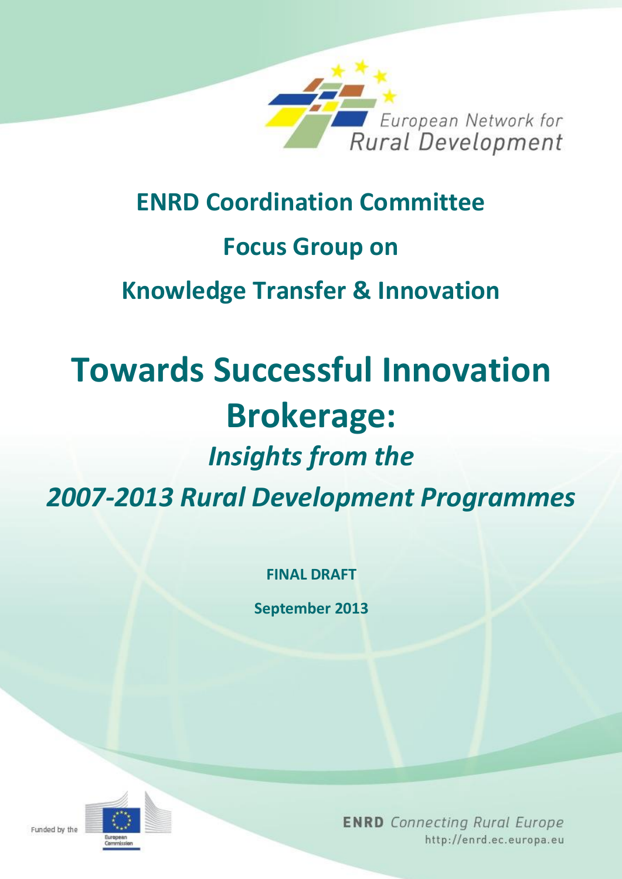European Network for Rural Development

# ENRD Coordination Committee

# Focus Group on

# Knowledge Transfer & Innovation

# Towards Successful Innovation Brokerage:

## *Insights from the 2007-2013 Rural Development Programmes*

**FINAL DRAFT**

**September 2013**

Funded by the European Commission

**ENRD** *Connecting Rural Europe*
http://enrd.ec.europa.eu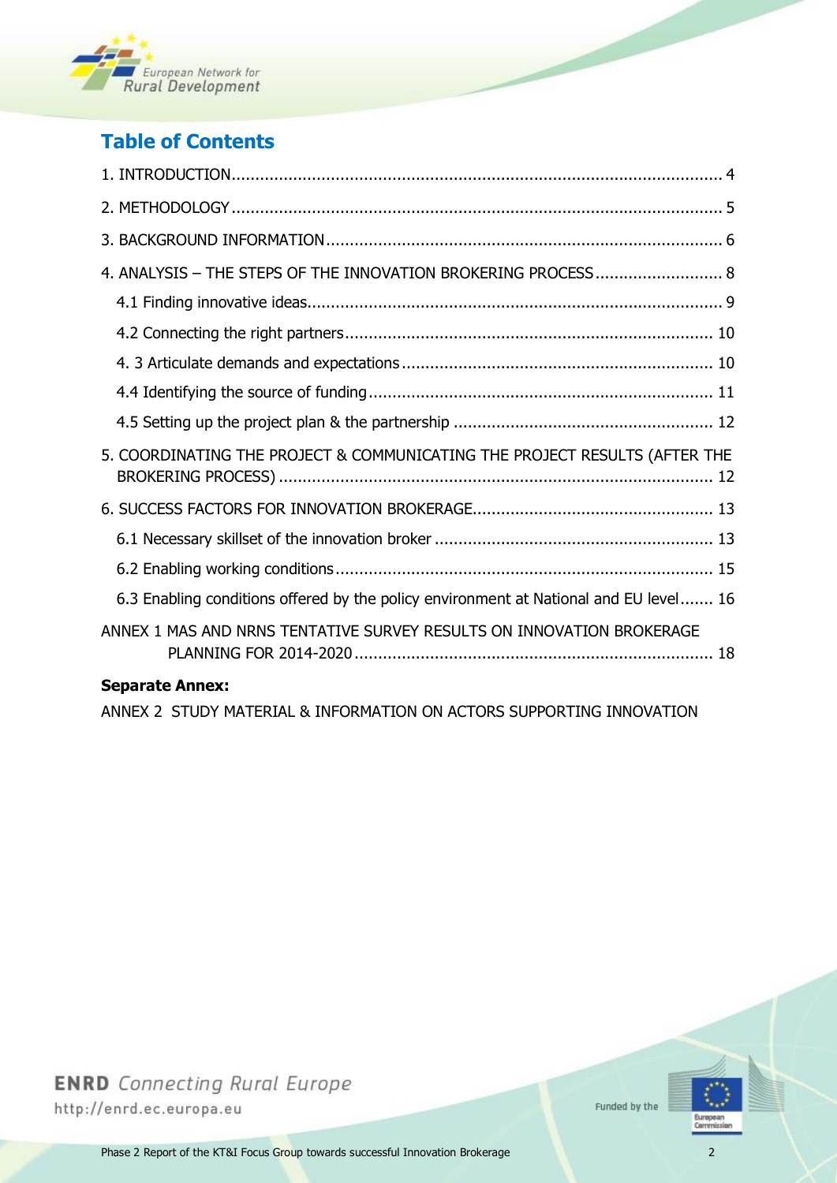## Table of Contents

1. INTRODUCTION ..... 4
2. METHODOLOGY ..... 5
3. BACKGROUND INFORMATION ..... 6
4. ANALYSIS – THE STEPS OF THE INNOVATION BROKERING PROCESS ..... 8
   - 4.1 Finding innovative ideas ..... 9
   - 4.2 Connecting the right partners ..... 10
   - 4. 3 Articulate demands and expectations ..... 10
   - 4.4 Identifying the source of funding ..... 11
   - 4.5 Setting up the project plan & the partnership ..... 12
5. COORDINATING THE PROJECT & COMMUNICATING THE PROJECT RESULTS (AFTER THE BROKERING PROCESS) ..... 12
6. SUCCESS FACTORS FOR INNOVATION BROKERAGE ..... 13
   - 6.1 Necessary skillset of the innovation broker ..... 13
   - 6.2 Enabling working conditions ..... 15
   - 6.3 Enabling conditions offered by the policy environment at National and EU level ..... 16

ANNEX 1 MAS AND NRNS TENTATIVE SURVEY RESULTS ON INNOVATION BROKERAGE PLANNING FOR 2014-2020 ..... 18

**Separate Annex:**

ANNEX 2 STUDY MATERIAL & INFORMATION ON ACTORS SUPPORTING INNOVATION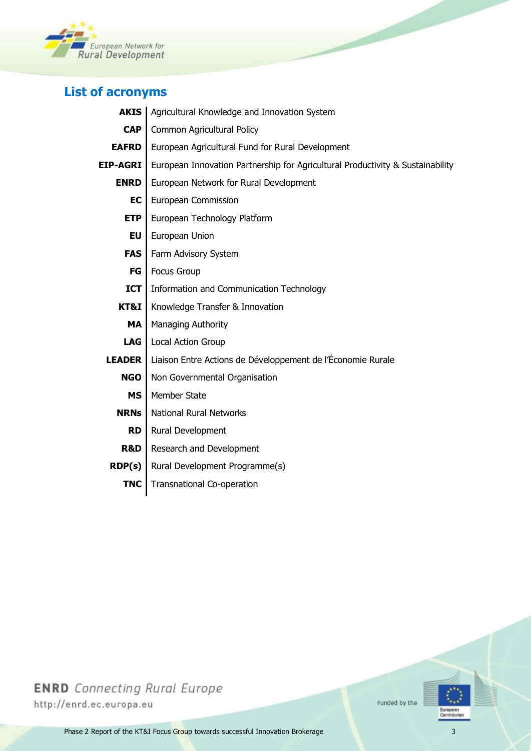## List of acronyms

| | |
|---|---|
| **AKIS** | Agricultural Knowledge and Innovation System |
| **CAP** | Common Agricultural Policy |
| **EAFRD** | European Agricultural Fund for Rural Development |
| **EIP-AGRI** | European Innovation Partnership for Agricultural Productivity & Sustainability |
| **ENRD** | European Network for Rural Development |
| **EC** | European Commission |
| **ETP** | European Technology Platform |
| **EU** | European Union |
| **FAS** | Farm Advisory System |
| **FG** | Focus Group |
| **ICT** | Information and Communication Technology |
| **KT&I** | Knowledge Transfer & Innovation |
| **MA** | Managing Authority |
| **LAG** | Local Action Group |
| **LEADER** | Liaison Entre Actions de Développement de l'Économie Rurale |
| **NGO** | Non Governmental Organisation |
| **MS** | Member State |
| **NRNs** | National Rural Networks |
| **RD** | Rural Development |
| **R&D** | Research and Development |
| **RDP(s)** | Rural Development Programme(s) |
| **TNC** | Transnational Co-operation |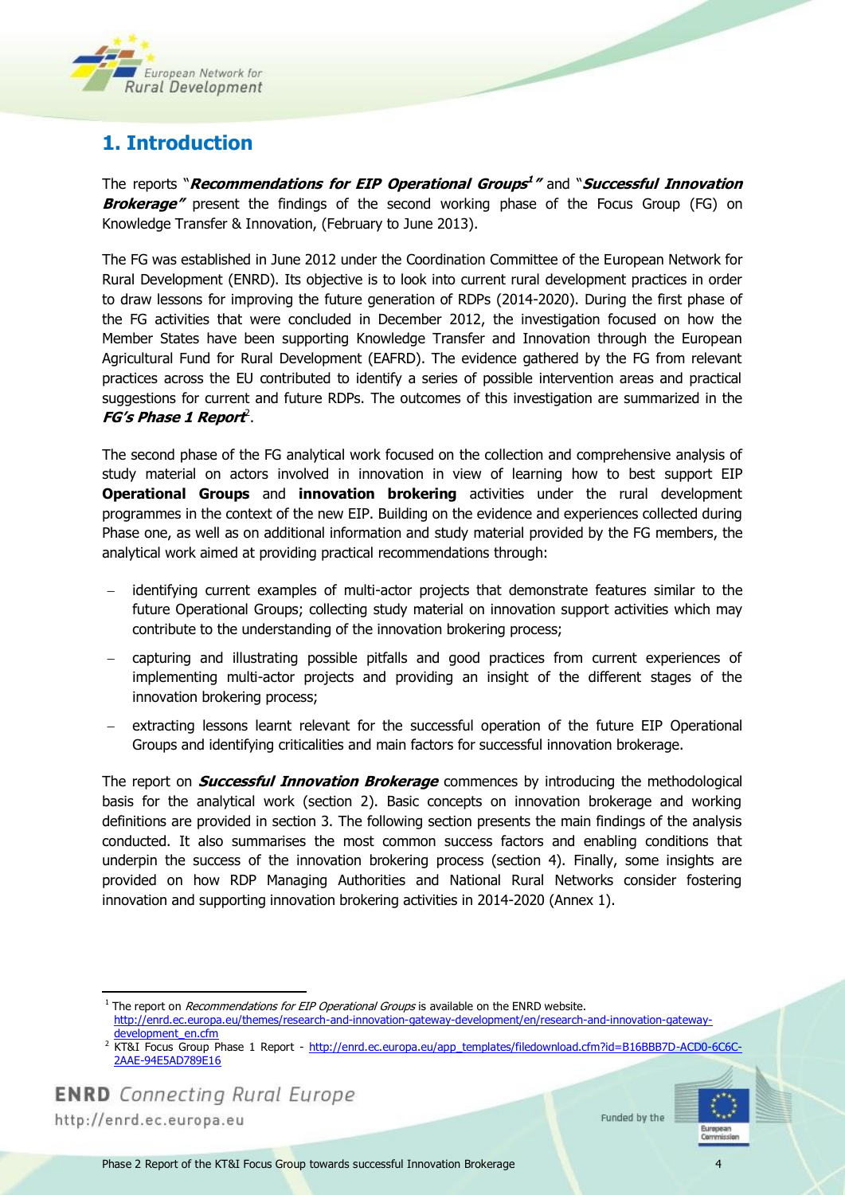# 1. Introduction

The reports "***Recommendations for EIP Operational Groups***[1]" and "***Successful Innovation Brokerage***" present the findings of the second working phase of the Focus Group (FG) on Knowledge Transfer & Innovation, (February to June 2013).

The FG was established in June 2012 under the Coordination Committee of the European Network for Rural Development (ENRD). Its objective is to look into current rural development practices in order to draw lessons for improving the future generation of RDPs (2014-2020). During the first phase of the FG activities that were concluded in December 2012, the investigation focused on how the Member States have been supporting Knowledge Transfer and Innovation through the European Agricultural Fund for Rural Development (EAFRD). The evidence gathered by the FG from relevant practices across the EU contributed to identify a series of possible intervention areas and practical suggestions for current and future RDPs. The outcomes of this investigation are summarized in the ***FG's Phase 1 Report***[2].

The second phase of the FG analytical work focused on the collection and comprehensive analysis of study material on actors involved in innovation in view of learning how to best support EIP **Operational Groups** and **innovation brokering** activities under the rural development programmes in the context of the new EIP. Building on the evidence and experiences collected during Phase one, as well as on additional information and study material provided by the FG members, the analytical work aimed at providing practical recommendations through:

- identifying current examples of multi-actor projects that demonstrate features similar to the future Operational Groups; collecting study material on innovation support activities which may contribute to the understanding of the innovation brokering process;
- capturing and illustrating possible pitfalls and good practices from current experiences of implementing multi-actor projects and providing an insight of the different stages of the innovation brokering process;
- extracting lessons learnt relevant for the successful operation of the future EIP Operational Groups and identifying criticalities and main factors for successful innovation brokerage.

The report on ***Successful Innovation Brokerage*** commences by introducing the methodological basis for the analytical work (section 2). Basic concepts on innovation brokerage and working definitions are provided in section 3. The following section presents the main findings of the analysis conducted. It also summarises the most common success factors and enabling conditions that underpin the success of the innovation brokering process (section 4). Finally, some insights are provided on how RDP Managing Authorities and National Rural Networks consider fostering innovation and supporting innovation brokering activities in 2014-2020 (Annex 1).

---

[1] The report on *Recommendations for EIP Operational Groups* is available on the ENRD website. http://enrd.ec.europa.eu/themes/research-and-innovation-gateway-development/en/research-and-innovation-gateway-development_en.cfm

[2] KT&I Focus Group Phase 1 Report - http://enrd.ec.europa.eu/app_templates/filedownload.cfm?id=B16BBB7D-ACD0-6C6C-2AAE-94E5AD789E16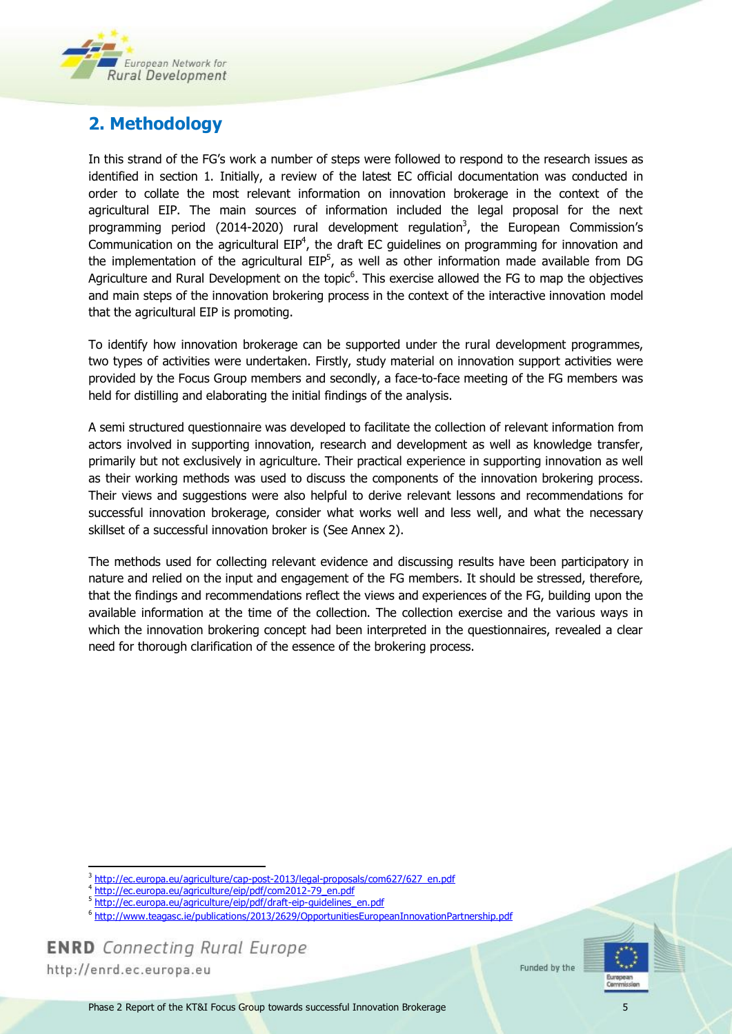## 2. Methodology

In this strand of the FG's work a number of steps were followed to respond to the research issues as identified in section 1. Initially, a review of the latest EC official documentation was conducted in order to collate the most relevant information on innovation brokerage in the context of the agricultural EIP. The main sources of information included the legal proposal for the next programming period (2014-2020) rural development regulation[3], the European Commission's Communication on the agricultural EIP[4], the draft EC guidelines on programming for innovation and the implementation of the agricultural EIP[5], as well as other information made available from DG Agriculture and Rural Development on the topic[6]. This exercise allowed the FG to map the objectives and main steps of the innovation brokering process in the context of the interactive innovation model that the agricultural EIP is promoting.

To identify how innovation brokerage can be supported under the rural development programmes, two types of activities were undertaken. Firstly, study material on innovation support activities were provided by the Focus Group members and secondly, a face-to-face meeting of the FG members was held for distilling and elaborating the initial findings of the analysis.

A semi structured questionnaire was developed to facilitate the collection of relevant information from actors involved in supporting innovation, research and development as well as knowledge transfer, primarily but not exclusively in agriculture. Their practical experience in supporting innovation as well as their working methods was used to discuss the components of the innovation brokering process. Their views and suggestions were also helpful to derive relevant lessons and recommendations for successful innovation brokerage, consider what works well and less well, and what the necessary skillset of a successful innovation broker is (See Annex 2).

The methods used for collecting relevant evidence and discussing results have been participatory in nature and relied on the input and engagement of the FG members. It should be stressed, therefore, that the findings and recommendations reflect the views and experiences of the FG, building upon the available information at the time of the collection. The collection exercise and the various ways in which the innovation brokering concept had been interpreted in the questionnaires, revealed a clear need for thorough clarification of the essence of the brokering process.

---

[3] http://ec.europa.eu/agriculture/cap-post-2013/legal-proposals/com627/627_en.pdf

[4] http://ec.europa.eu/agriculture/eip/pdf/com2012-79_en.pdf

[5] http://ec.europa.eu/agriculture/eip/pdf/draft-eip-guidelines_en.pdf

[6] http://www.teagasc.ie/publications/2013/2629/OpportunitiesEuropeanInnovationPartnership.pdf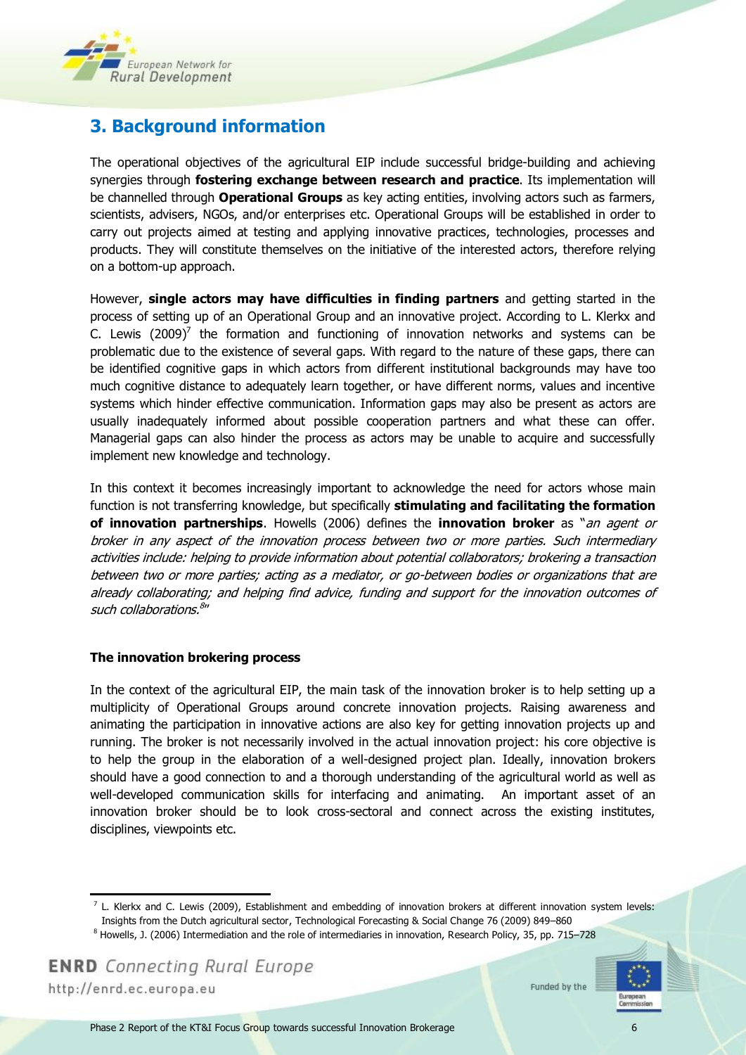## 3. Background information

The operational objectives of the agricultural EIP include successful bridge-building and achieving synergies through **fostering exchange between research and practice**. Its implementation will be channelled through **Operational Groups** as key acting entities, involving actors such as farmers, scientists, advisers, NGOs, and/or enterprises etc. Operational Groups will be established in order to carry out projects aimed at testing and applying innovative practices, technologies, processes and products. They will constitute themselves on the initiative of the interested actors, therefore relying on a bottom-up approach.

However, **single actors may have difficulties in finding partners** and getting started in the process of setting up of an Operational Group and an innovative project. According to L. Klerkx and C. Lewis (2009)[7] the formation and functioning of innovation networks and systems can be problematic due to the existence of several gaps. With regard to the nature of these gaps, there can be identified cognitive gaps in which actors from different institutional backgrounds may have too much cognitive distance to adequately learn together, or have different norms, values and incentive systems which hinder effective communication. Information gaps may also be present as actors are usually inadequately informed about possible cooperation partners and what these can offer. Managerial gaps can also hinder the process as actors may be unable to acquire and successfully implement new knowledge and technology.

In this context it becomes increasingly important to acknowledge the need for actors whose main function is not transferring knowledge, but specifically **stimulating and facilitating the formation of innovation partnerships**. Howells (2006) defines the **innovation broker** as "*an agent or broker in any aspect of the innovation process between two or more parties. Such intermediary activities include: helping to provide information about potential collaborators; brokering a transaction between two or more parties; acting as a mediator, or go-between bodies or organizations that are already collaborating; and helping find advice, funding and support for the innovation outcomes of such collaborations.*[8]"

### The innovation brokering process

In the context of the agricultural EIP, the main task of the innovation broker is to help setting up a multiplicity of Operational Groups around concrete innovation projects. Raising awareness and animating the participation in innovative actions are also key for getting innovation projects up and running. The broker is not necessarily involved in the actual innovation project: his core objective is to help the group in the elaboration of a well-designed project plan. Ideally, innovation brokers should have a good connection to and a thorough understanding of the agricultural world as well as well-developed communication skills for interfacing and animating. An important asset of an innovation broker should be to look cross-sectoral and connect across the existing institutes, disciplines, viewpoints etc.

---

[7] L. Klerkx and C. Lewis (2009), Establishment and embedding of innovation brokers at different innovation system levels: Insights from the Dutch agricultural sector, Technological Forecasting & Social Change 76 (2009) 849–860

[8] Howells, J. (2006) Intermediation and the role of intermediaries in innovation, Research Policy, 35, pp. 715–728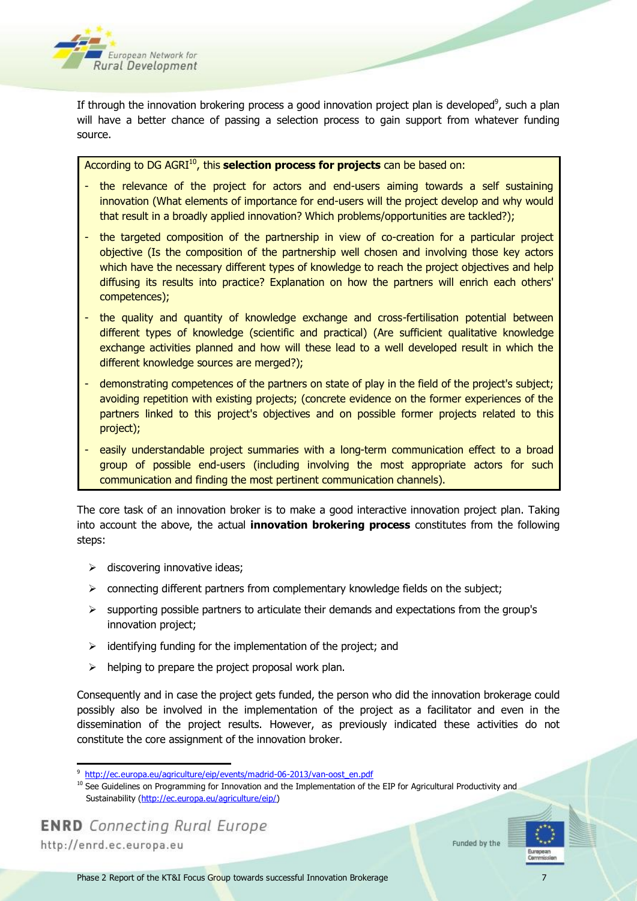If through the innovation brokering process a good innovation project plan is developed[9], such a plan will have a better chance of passing a selection process to gain support from whatever funding source.

According to DG AGRI[10], this **selection process for projects** can be based on:

- the relevance of the project for actors and end-users aiming towards a self sustaining innovation (What elements of importance for end-users will the project develop and why would that result in a broadly applied innovation? Which problems/opportunities are tackled?);
- the targeted composition of the partnership in view of co-creation for a particular project objective (Is the composition of the partnership well chosen and involving those key actors which have the necessary different types of knowledge to reach the project objectives and help diffusing its results into practice? Explanation on how the partners will enrich each others' competences);
- the quality and quantity of knowledge exchange and cross-fertilisation potential between different types of knowledge (scientific and practical) (Are sufficient qualitative knowledge exchange activities planned and how will these lead to a well developed result in which the different knowledge sources are merged?);
- demonstrating competences of the partners on state of play in the field of the project's subject; avoiding repetition with existing projects; (concrete evidence on the former experiences of the partners linked to this project's objectives and on possible former projects related to this project);
- easily understandable project summaries with a long-term communication effect to a broad group of possible end-users (including involving the most appropriate actors for such communication and finding the most pertinent communication channels).

The core task of an innovation broker is to make a good interactive innovation project plan. Taking into account the above, the actual **innovation brokering process** constitutes from the following steps:

- discovering innovative ideas;
- connecting different partners from complementary knowledge fields on the subject;
- supporting possible partners to articulate their demands and expectations from the group's innovation project;
- identifying funding for the implementation of the project; and
- helping to prepare the project proposal work plan.

Consequently and in case the project gets funded, the person who did the innovation brokerage could possibly also be involved in the implementation of the project as a facilitator and even in the dissemination of the project results. However, as previously indicated these activities do not constitute the core assignment of the innovation broker.

---

[9] http://ec.europa.eu/agriculture/eip/events/madrid-06-2013/van-oost_en.pdf

[10] See Guidelines on Programming for Innovation and the Implementation of the EIP for Agricultural Productivity and Sustainability (http://ec.europa.eu/agriculture/eip/)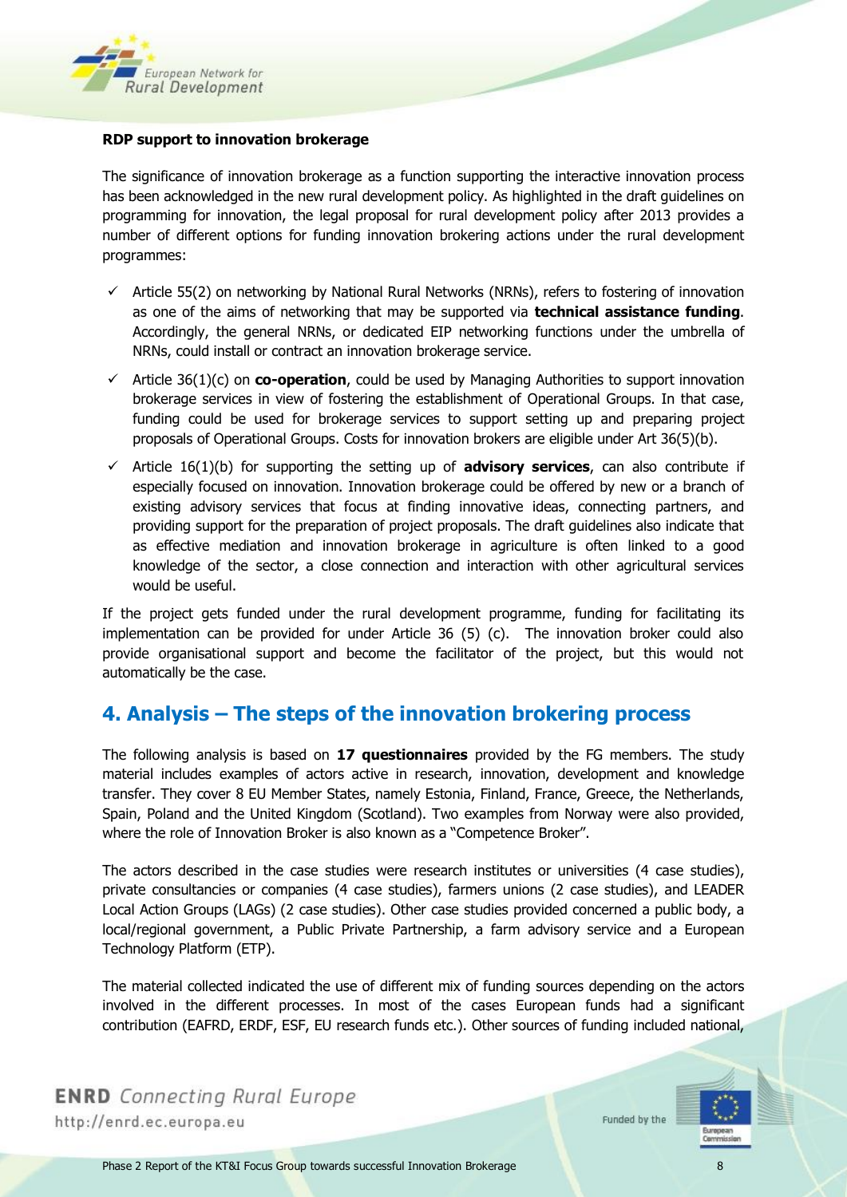**RDP support to innovation brokerage**

The significance of innovation brokerage as a function supporting the interactive innovation process has been acknowledged in the new rural development policy. As highlighted in the draft guidelines on programming for innovation, the legal proposal for rural development policy after 2013 provides a number of different options for funding innovation brokering actions under the rural development programmes:

- ✓ Article 55(2) on networking by National Rural Networks (NRNs), refers to fostering of innovation as one of the aims of networking that may be supported via **technical assistance funding**. Accordingly, the general NRNs, or dedicated EIP networking functions under the umbrella of NRNs, could install or contract an innovation brokerage service.
- ✓ Article 36(1)(c) on **co-operation**, could be used by Managing Authorities to support innovation brokerage services in view of fostering the establishment of Operational Groups. In that case, funding could be used for brokerage services to support setting up and preparing project proposals of Operational Groups. Costs for innovation brokers are eligible under Art 36(5)(b).
- ✓ Article 16(1)(b) for supporting the setting up of **advisory services**, can also contribute if especially focused on innovation. Innovation brokerage could be offered by new or a branch of existing advisory services that focus at finding innovative ideas, connecting partners, and providing support for the preparation of project proposals. The draft guidelines also indicate that as effective mediation and innovation brokerage in agriculture is often linked to a good knowledge of the sector, a close connection and interaction with other agricultural services would be useful.

If the project gets funded under the rural development programme, funding for facilitating its implementation can be provided for under Article 36 (5) (c). The innovation broker could also provide organisational support and become the facilitator of the project, but this would not automatically be the case.

## 4. Analysis – The steps of the innovation brokering process

The following analysis is based on **17 questionnaires** provided by the FG members. The study material includes examples of actors active in research, innovation, development and knowledge transfer. They cover 8 EU Member States, namely Estonia, Finland, France, Greece, the Netherlands, Spain, Poland and the United Kingdom (Scotland). Two examples from Norway were also provided, where the role of Innovation Broker is also known as a "Competence Broker".

The actors described in the case studies were research institutes or universities (4 case studies), private consultancies or companies (4 case studies), farmers unions (2 case studies), and LEADER Local Action Groups (LAGs) (2 case studies). Other case studies provided concerned a public body, a local/regional government, a Public Private Partnership, a farm advisory service and a European Technology Platform (ETP).

The material collected indicated the use of different mix of funding sources depending on the actors involved in the different processes. In most of the cases European funds had a significant contribution (EAFRD, ERDF, ESF, EU research funds etc.). Other sources of funding included national,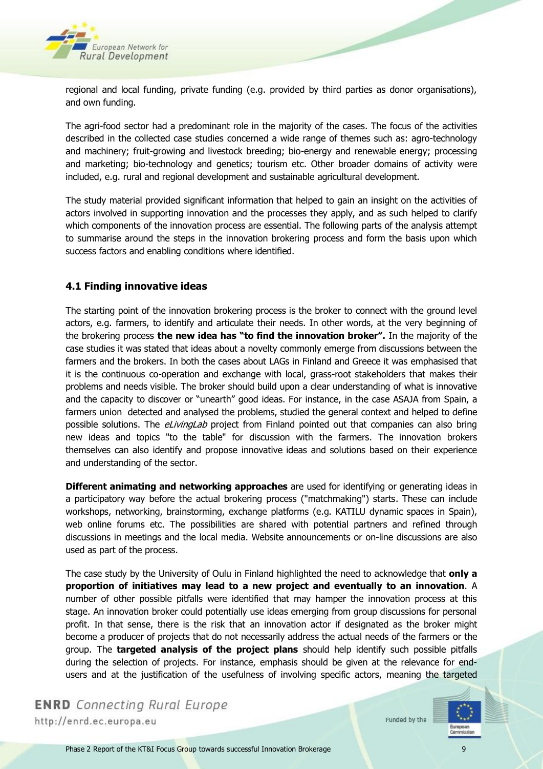regional and local funding, private funding (e.g. provided by third parties as donor organisations), and own funding.

The agri-food sector had a predominant role in the majority of the cases. The focus of the activities described in the collected case studies concerned a wide range of themes such as: agro-technology and machinery; fruit-growing and livestock breeding; bio-energy and renewable energy; processing and marketing; bio-technology and genetics; tourism etc. Other broader domains of activity were included, e.g. rural and regional development and sustainable agricultural development.

The study material provided significant information that helped to gain an insight on the activities of actors involved in supporting innovation and the processes they apply, and as such helped to clarify which components of the innovation process are essential. The following parts of the analysis attempt to summarise around the steps in the innovation brokering process and form the basis upon which success factors and enabling conditions where identified.

### 4.1 Finding innovative ideas

The starting point of the innovation brokering process is the broker to connect with the ground level actors, e.g. farmers, to identify and articulate their needs. In other words, at the very beginning of the brokering process **the new idea has "to find the innovation broker".** In the majority of the case studies it was stated that ideas about a novelty commonly emerge from discussions between the farmers and the brokers. In both the cases about LAGs in Finland and Greece it was emphasised that it is the continuous co-operation and exchange with local, grass-root stakeholders that makes their problems and needs visible. The broker should build upon a clear understanding of what is innovative and the capacity to discover or "unearth" good ideas. For instance, in the case ASAJA from Spain, a farmers union detected and analysed the problems, studied the general context and helped to define possible solutions. The *eLivingLab* project from Finland pointed out that companies can also bring new ideas and topics "to the table" for discussion with the farmers. The innovation brokers themselves can also identify and propose innovative ideas and solutions based on their experience and understanding of the sector.

**Different animating and networking approaches** are used for identifying or generating ideas in a participatory way before the actual brokering process ("matchmaking") starts. These can include workshops, networking, brainstorming, exchange platforms (e.g. KATILU dynamic spaces in Spain), web online forums etc. The possibilities are shared with potential partners and refined through discussions in meetings and the local media. Website announcements or on-line discussions are also used as part of the process.

The case study by the University of Oulu in Finland highlighted the need to acknowledge that **only a proportion of initiatives may lead to a new project and eventually to an innovation**. A number of other possible pitfalls were identified that may hamper the innovation process at this stage. An innovation broker could potentially use ideas emerging from group discussions for personal profit. In that sense, there is the risk that an innovation actor if designated as the broker might become a producer of projects that do not necessarily address the actual needs of the farmers or the group. The **targeted analysis of the project plans** should help identify such possible pitfalls during the selection of projects. For instance, emphasis should be given at the relevance for end-users and at the justification of the usefulness of involving specific actors, meaning the targeted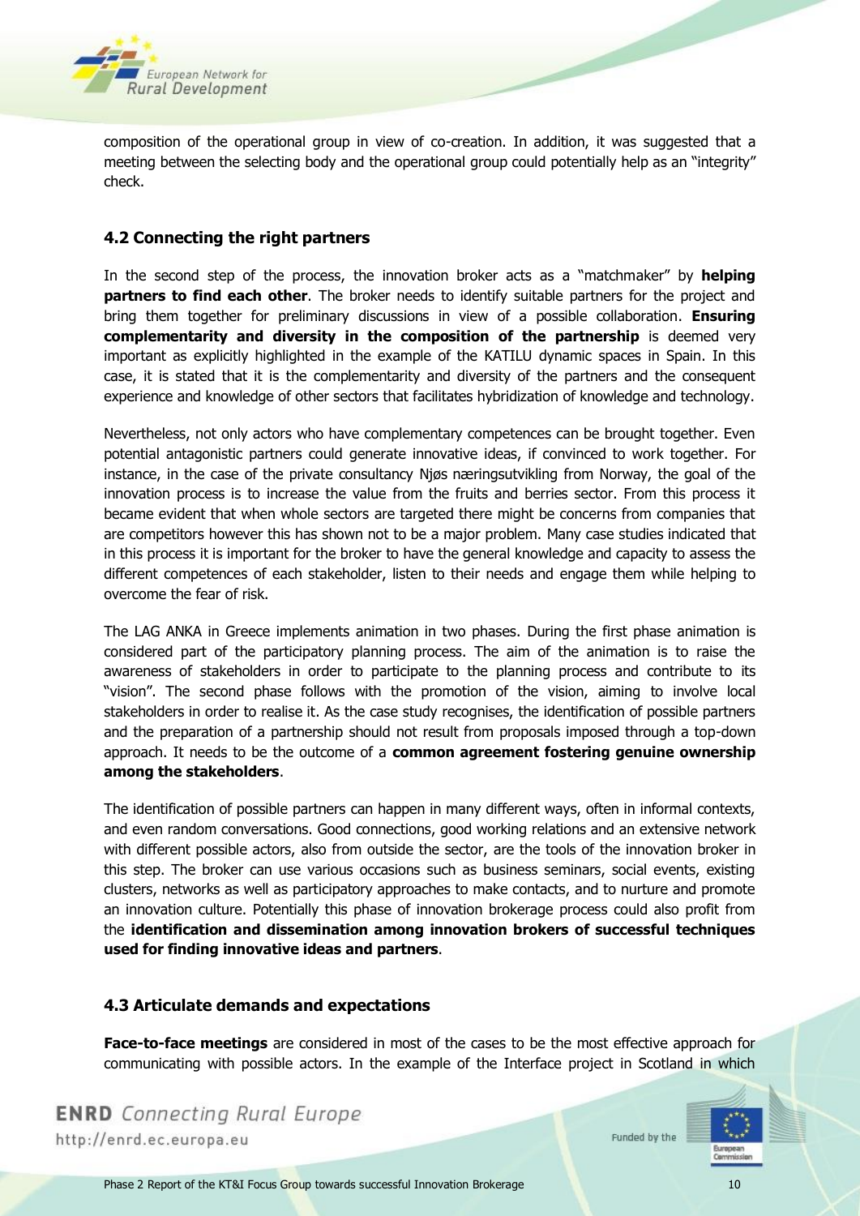composition of the operational group in view of co-creation. In addition, it was suggested that a meeting between the selecting body and the operational group could potentially help as an "integrity" check.

## 4.2 Connecting the right partners

In the second step of the process, the innovation broker acts as a "matchmaker" by **helping partners to find each other**. The broker needs to identify suitable partners for the project and bring them together for preliminary discussions in view of a possible collaboration. **Ensuring complementarity and diversity in the composition of the partnership** is deemed very important as explicitly highlighted in the example of the KATILU dynamic spaces in Spain. In this case, it is stated that it is the complementarity and diversity of the partners and the consequent experience and knowledge of other sectors that facilitates hybridization of knowledge and technology.

Nevertheless, not only actors who have complementary competences can be brought together. Even potential antagonistic partners could generate innovative ideas, if convinced to work together. For instance, in the case of the private consultancy Njøs næringsutvikling from Norway, the goal of the innovation process is to increase the value from the fruits and berries sector. From this process it became evident that when whole sectors are targeted there might be concerns from companies that are competitors however this has shown not to be a major problem. Many case studies indicated that in this process it is important for the broker to have the general knowledge and capacity to assess the different competences of each stakeholder, listen to their needs and engage them while helping to overcome the fear of risk.

The LAG ANKA in Greece implements animation in two phases. During the first phase animation is considered part of the participatory planning process. The aim of the animation is to raise the awareness of stakeholders in order to participate to the planning process and contribute to its "vision". The second phase follows with the promotion of the vision, aiming to involve local stakeholders in order to realise it. As the case study recognises, the identification of possible partners and the preparation of a partnership should not result from proposals imposed through a top-down approach. It needs to be the outcome of a **common agreement fostering genuine ownership among the stakeholders**.

The identification of possible partners can happen in many different ways, often in informal contexts, and even random conversations. Good connections, good working relations and an extensive network with different possible actors, also from outside the sector, are the tools of the innovation broker in this step. The broker can use various occasions such as business seminars, social events, existing clusters, networks as well as participatory approaches to make contacts, and to nurture and promote an innovation culture. Potentially this phase of innovation brokerage process could also profit from the **identification and dissemination among innovation brokers of successful techniques used for finding innovative ideas and partners**.

## 4.3 Articulate demands and expectations

**Face-to-face meetings** are considered in most of the cases to be the most effective approach for communicating with possible actors. In the example of the Interface project in Scotland in which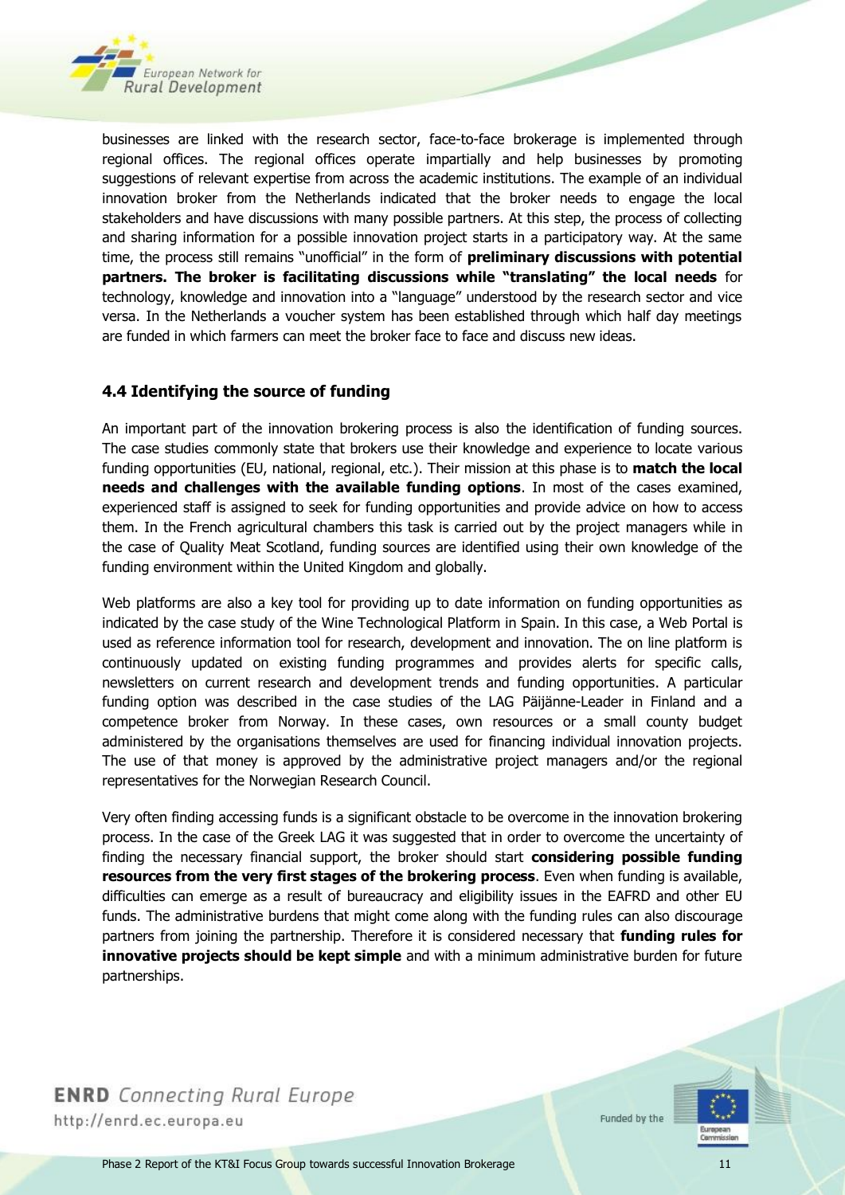businesses are linked with the research sector, face-to-face brokerage is implemented through regional offices. The regional offices operate impartially and help businesses by promoting suggestions of relevant expertise from across the academic institutions. The example of an individual innovation broker from the Netherlands indicated that the broker needs to engage the local stakeholders and have discussions with many possible partners. At this step, the process of collecting and sharing information for a possible innovation project starts in a participatory way. At the same time, the process still remains "unofficial" in the form of **preliminary discussions with potential partners. The broker is facilitating discussions while "translating" the local needs** for technology, knowledge and innovation into a "language" understood by the research sector and vice versa. In the Netherlands a voucher system has been established through which half day meetings are funded in which farmers can meet the broker face to face and discuss new ideas.

### 4.4 Identifying the source of funding

An important part of the innovation brokering process is also the identification of funding sources. The case studies commonly state that brokers use their knowledge and experience to locate various funding opportunities (EU, national, regional, etc.). Their mission at this phase is to **match the local needs and challenges with the available funding options**. In most of the cases examined, experienced staff is assigned to seek for funding opportunities and provide advice on how to access them. In the French agricultural chambers this task is carried out by the project managers while in the case of Quality Meat Scotland, funding sources are identified using their own knowledge of the funding environment within the United Kingdom and globally.

Web platforms are also a key tool for providing up to date information on funding opportunities as indicated by the case study of the Wine Technological Platform in Spain. In this case, a Web Portal is used as reference information tool for research, development and innovation. The on line platform is continuously updated on existing funding programmes and provides alerts for specific calls, newsletters on current research and development trends and funding opportunities. A particular funding option was described in the case studies of the LAG Päijänne-Leader in Finland and a competence broker from Norway. In these cases, own resources or a small county budget administered by the organisations themselves are used for financing individual innovation projects. The use of that money is approved by the administrative project managers and/or the regional representatives for the Norwegian Research Council.

Very often finding accessing funds is a significant obstacle to be overcome in the innovation brokering process. In the case of the Greek LAG it was suggested that in order to overcome the uncertainty of finding the necessary financial support, the broker should start **considering possible funding resources from the very first stages of the brokering process**. Even when funding is available, difficulties can emerge as a result of bureaucracy and eligibility issues in the EAFRD and other EU funds. The administrative burdens that might come along with the funding rules can also discourage partners from joining the partnership. Therefore it is considered necessary that **funding rules for innovative projects should be kept simple** and with a minimum administrative burden for future partnerships.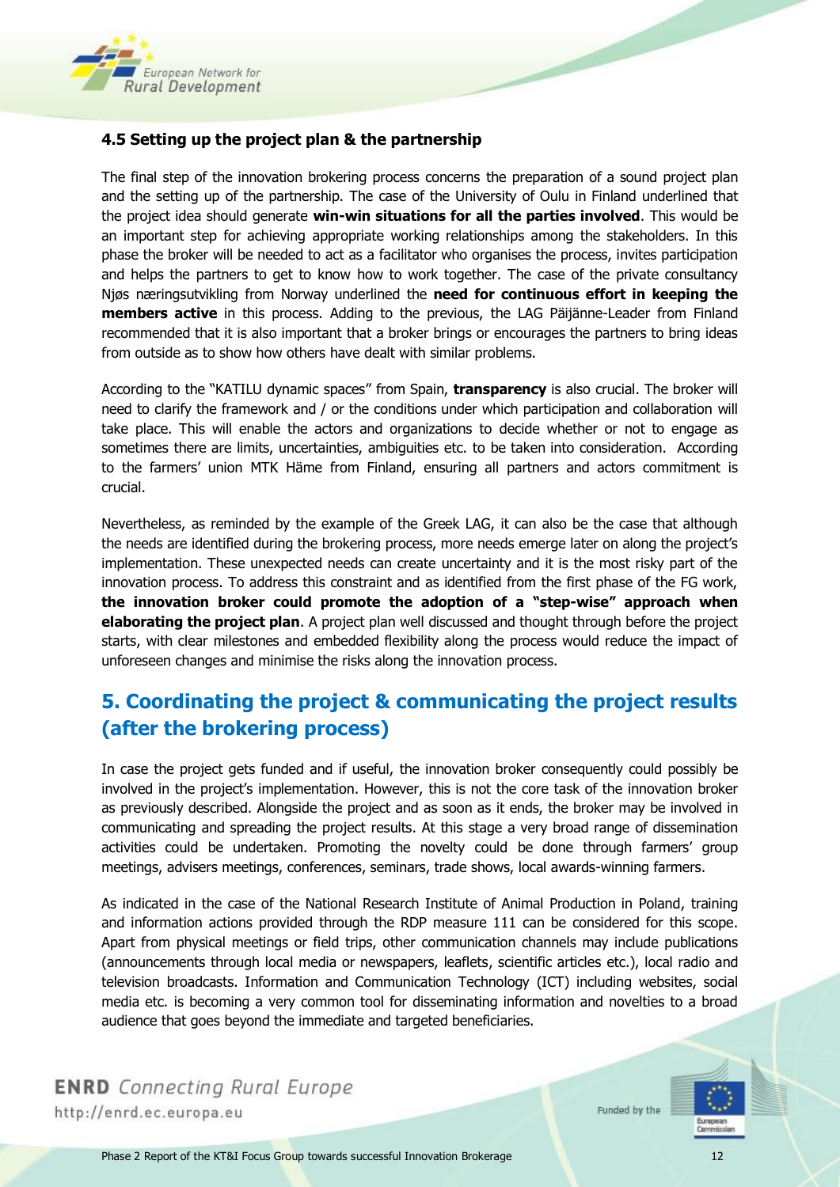### 4.5 Setting up the project plan & the partnership

The final step of the innovation brokering process concerns the preparation of a sound project plan and the setting up of the partnership. The case of the University of Oulu in Finland underlined that the project idea should generate **win-win situations for all the parties involved**. This would be an important step for achieving appropriate working relationships among the stakeholders. In this phase the broker will be needed to act as a facilitator who organises the process, invites participation and helps the partners to get to know how to work together. The case of the private consultancy Njøs næringsutvikling from Norway underlined the **need for continuous effort in keeping the members active** in this process. Adding to the previous, the LAG Päijänne-Leader from Finland recommended that it is also important that a broker brings or encourages the partners to bring ideas from outside as to show how others have dealt with similar problems.

According to the "KATILU dynamic spaces" from Spain, **transparency** is also crucial. The broker will need to clarify the framework and / or the conditions under which participation and collaboration will take place. This will enable the actors and organizations to decide whether or not to engage as sometimes there are limits, uncertainties, ambiguities etc. to be taken into consideration. According to the farmers' union MTK Häme from Finland, ensuring all partners and actors commitment is crucial.

Nevertheless, as reminded by the example of the Greek LAG, it can also be the case that although the needs are identified during the brokering process, more needs emerge later on along the project's implementation. These unexpected needs can create uncertainty and it is the most risky part of the innovation process. To address this constraint and as identified from the first phase of the FG work, **the innovation broker could promote the adoption of a "step-wise" approach when elaborating the project plan**. A project plan well discussed and thought through before the project starts, with clear milestones and embedded flexibility along the process would reduce the impact of unforeseen changes and minimise the risks along the innovation process.

## 5. Coordinating the project & communicating the project results (after the brokering process)

In case the project gets funded and if useful, the innovation broker consequently could possibly be involved in the project's implementation. However, this is not the core task of the innovation broker as previously described. Alongside the project and as soon as it ends, the broker may be involved in communicating and spreading the project results. At this stage a very broad range of dissemination activities could be undertaken. Promoting the novelty could be done through farmers' group meetings, advisers meetings, conferences, seminars, trade shows, local awards-winning farmers.

As indicated in the case of the National Research Institute of Animal Production in Poland, training and information actions provided through the RDP measure 111 can be considered for this scope. Apart from physical meetings or field trips, other communication channels may include publications (announcements through local media or newspapers, leaflets, scientific articles etc.), local radio and television broadcasts. Information and Communication Technology (ICT) including websites, social media etc. is becoming a very common tool for disseminating information and novelties to a broad audience that goes beyond the immediate and targeted beneficiaries.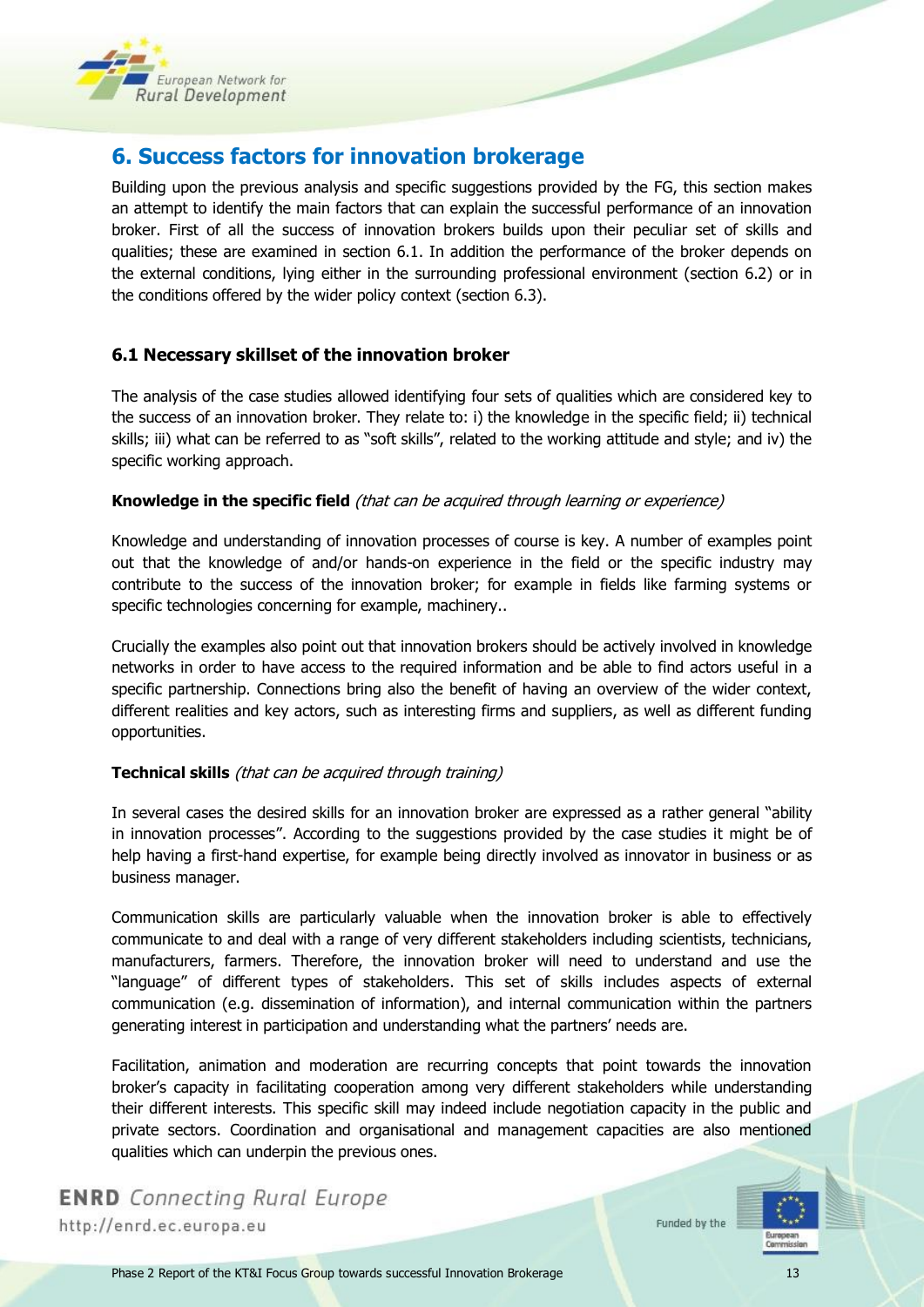## 6. Success factors for innovation brokerage

Building upon the previous analysis and specific suggestions provided by the FG, this section makes an attempt to identify the main factors that can explain the successful performance of an innovation broker. First of all the success of innovation brokers builds upon their peculiar set of skills and qualities; these are examined in section 6.1. In addition the performance of the broker depends on the external conditions, lying either in the surrounding professional environment (section 6.2) or in the conditions offered by the wider policy context (section 6.3).

### 6.1 Necessary skillset of the innovation broker

The analysis of the case studies allowed identifying four sets of qualities which are considered key to the success of an innovation broker. They relate to: i) the knowledge in the specific field; ii) technical skills; iii) what can be referred to as "soft skills", related to the working attitude and style; and iv) the specific working approach.

**Knowledge in the specific field** *(that can be acquired through learning or experience)*

Knowledge and understanding of innovation processes of course is key. A number of examples point out that the knowledge of and/or hands-on experience in the field or the specific industry may contribute to the success of the innovation broker; for example in fields like farming systems or specific technologies concerning for example, machinery..

Crucially the examples also point out that innovation brokers should be actively involved in knowledge networks in order to have access to the required information and be able to find actors useful in a specific partnership. Connections bring also the benefit of having an overview of the wider context, different realities and key actors, such as interesting firms and suppliers, as well as different funding opportunities.

**Technical skills** *(that can be acquired through training)*

In several cases the desired skills for an innovation broker are expressed as a rather general "ability in innovation processes". According to the suggestions provided by the case studies it might be of help having a first-hand expertise, for example being directly involved as innovator in business or as business manager.

Communication skills are particularly valuable when the innovation broker is able to effectively communicate to and deal with a range of very different stakeholders including scientists, technicians, manufacturers, farmers. Therefore, the innovation broker will need to understand and use the "language" of different types of stakeholders. This set of skills includes aspects of external communication (e.g. dissemination of information), and internal communication within the partners generating interest in participation and understanding what the partners' needs are.

Facilitation, animation and moderation are recurring concepts that point towards the innovation broker's capacity in facilitating cooperation among very different stakeholders while understanding their different interests. This specific skill may indeed include negotiation capacity in the public and private sectors. Coordination and organisational and management capacities are also mentioned qualities which can underpin the previous ones.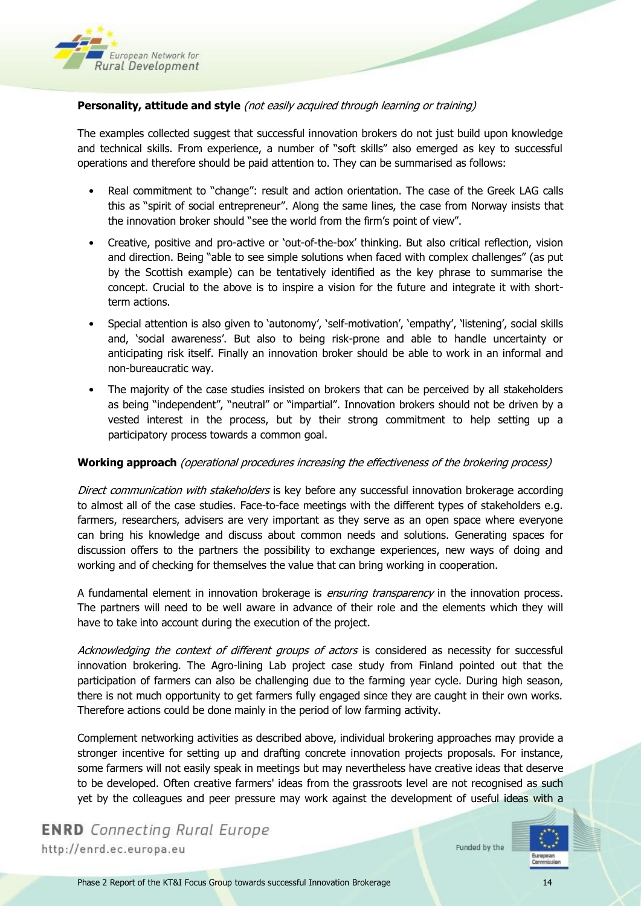**Personality, attitude and style** *(not easily acquired through learning or training)*

The examples collected suggest that successful innovation brokers do not just build upon knowledge and technical skills. From experience, a number of "soft skills" also emerged as key to successful operations and therefore should be paid attention to. They can be summarised as follows:

- Real commitment to "change": result and action orientation. The case of the Greek LAG calls this as "spirit of social entrepreneur". Along the same lines, the case from Norway insists that the innovation broker should "see the world from the firm's point of view".
- Creative, positive and pro-active or 'out-of-the-box' thinking. But also critical reflection, vision and direction. Being "able to see simple solutions when faced with complex challenges" (as put by the Scottish example) can be tentatively identified as the key phrase to summarise the concept. Crucial to the above is to inspire a vision for the future and integrate it with short-term actions.
- Special attention is also given to 'autonomy', 'self-motivation', 'empathy', 'listening', social skills and, 'social awareness'. But also to being risk-prone and able to handle uncertainty or anticipating risk itself. Finally an innovation broker should be able to work in an informal and non-bureaucratic way.
- The majority of the case studies insisted on brokers that can be perceived by all stakeholders as being "independent", "neutral" or "impartial". Innovation brokers should not be driven by a vested interest in the process, but by their strong commitment to help setting up a participatory process towards a common goal.

**Working approach** *(operational procedures increasing the effectiveness of the brokering process)*

*Direct communication with stakeholders* is key before any successful innovation brokerage according to almost all of the case studies. Face-to-face meetings with the different types of stakeholders e.g. farmers, researchers, advisers are very important as they serve as an open space where everyone can bring his knowledge and discuss about common needs and solutions. Generating spaces for discussion offers to the partners the possibility to exchange experiences, new ways of doing and working and of checking for themselves the value that can bring working in cooperation.

A fundamental element in innovation brokerage is *ensuring transparency* in the innovation process. The partners will need to be well aware in advance of their role and the elements which they will have to take into account during the execution of the project.

*Acknowledging the context of different groups of actors* is considered as necessity for successful innovation brokering. The Agro-lining Lab project case study from Finland pointed out that the participation of farmers can also be challenging due to the farming year cycle. During high season, there is not much opportunity to get farmers fully engaged since they are caught in their own works. Therefore actions could be done mainly in the period of low farming activity.

Complement networking activities as described above, individual brokering approaches may provide a stronger incentive for setting up and drafting concrete innovation projects proposals. For instance, some farmers will not easily speak in meetings but may nevertheless have creative ideas that deserve to be developed. Often creative farmers' ideas from the grassroots level are not recognised as such yet by the colleagues and peer pressure may work against the development of useful ideas with a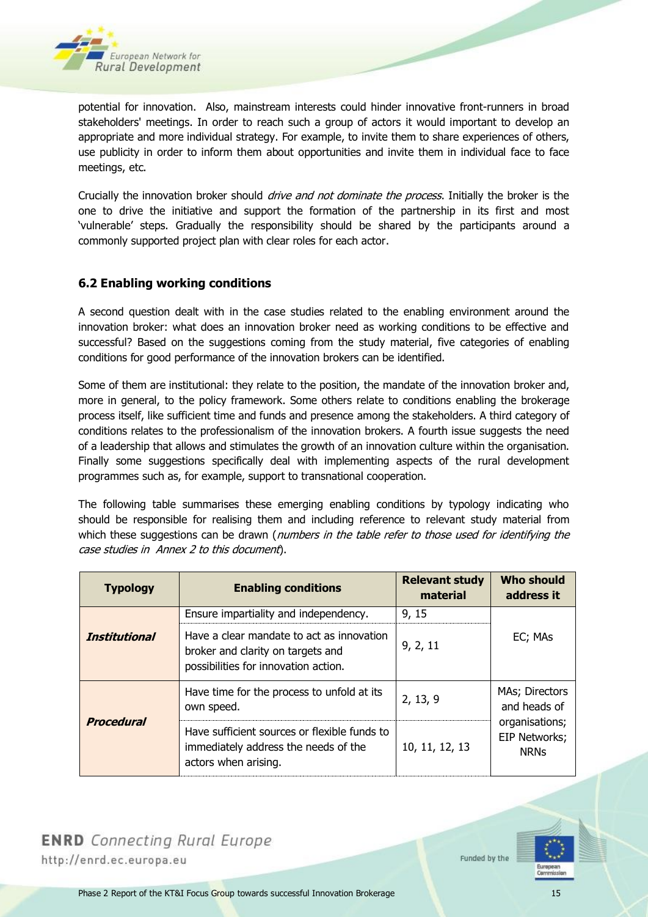potential for innovation. Also, mainstream interests could hinder innovative front-runners in broad stakeholders' meetings. In order to reach such a group of actors it would important to develop an appropriate and more individual strategy. For example, to invite them to share experiences of others, use publicity in order to inform them about opportunities and invite them in individual face to face meetings, etc.

Crucially the innovation broker should *drive and not dominate the process*. Initially the broker is the one to drive the initiative and support the formation of the partnership in its first and most 'vulnerable' steps. Gradually the responsibility should be shared by the participants around a commonly supported project plan with clear roles for each actor.

## 6.2 Enabling working conditions

A second question dealt with in the case studies related to the enabling environment around the innovation broker: what does an innovation broker need as working conditions to be effective and successful? Based on the suggestions coming from the study material, five categories of enabling conditions for good performance of the innovation brokers can be identified.

Some of them are institutional: they relate to the position, the mandate of the innovation broker and, more in general, to the policy framework. Some others relate to conditions enabling the brokerage process itself, like sufficient time and funds and presence among the stakeholders. A third category of conditions relates to the professionalism of the innovation brokers. A fourth issue suggests the need of a leadership that allows and stimulates the growth of an innovation culture within the organisation. Finally some suggestions specifically deal with implementing aspects of the rural development programmes such as, for example, support to transnational cooperation.

The following table summarises these emerging enabling conditions by typology indicating who should be responsible for realising them and including reference to relevant study material from which these suggestions can be drawn (*numbers in the table refer to those used for identifying the case studies in Annex 2 to this document*).

| Typology | Enabling conditions | Relevant study material | Who should address it |
|---|---|---|---|
| ***Institutional*** | Ensure impartiality and independency. | 9, 15 | EC; MAs |
| | Have a clear mandate to act as innovation broker and clarity on targets and possibilities for innovation action. | 9, 2, 11 | |
| ***Procedural*** | Have time for the process to unfold at its own speed. | 2, 13, 9 | MAs; Directors and heads of organisations; EIP Networks; NRNs |
| | Have sufficient sources or flexible funds to immediately address the needs of the actors when arising. | 10, 11, 12, 13 | |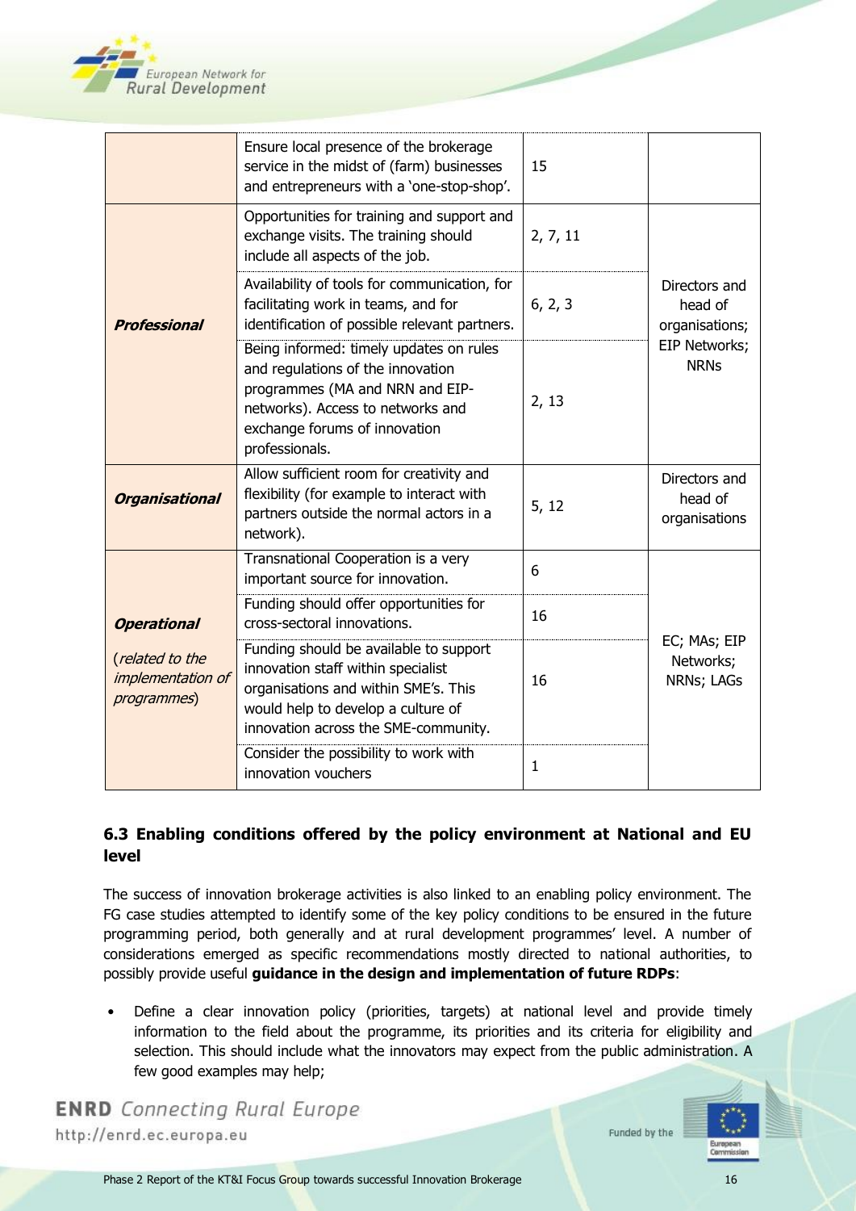| | | | |
|---|---|---|---|
| | Ensure local presence of the brokerage service in the midst of (farm) businesses and entrepreneurs with a 'one-stop-shop'. | 15 | |
| ***Professional*** | Opportunities for training and support and exchange visits. The training should include all aspects of the job. | 2, 7, 11 | Directors and head of organisations; EIP Networks; NRNs |
| | Availability of tools for communication, for facilitating work in teams, and for identification of possible relevant partners. | 6, 2, 3 | |
| | Being informed: timely updates on rules and regulations of the innovation programmes (MA and NRN and EIP-networks). Access to networks and exchange forums of innovation professionals. | 2, 13 | |
| ***Organisational*** | Allow sufficient room for creativity and flexibility (for example to interact with partners outside the normal actors in a network). | 5, 12 | Directors and head of organisations |
| ***Operational*** (*related to the implementation of programmes*) | Transnational Cooperation is a very important source for innovation. | 6 | EC; MAs; EIP Networks; NRNs; LAGs |
| | Funding should offer opportunities for cross-sectoral innovations. | 16 | |
| | Funding should be available to support innovation staff within specialist organisations and within SME's. This would help to develop a culture of innovation across the SME-community. | 16 | |
| | Consider the possibility to work with innovation vouchers | 1 | |

### 6.3 Enabling conditions offered by the policy environment at National and EU level

The success of innovation brokerage activities is also linked to an enabling policy environment. The FG case studies attempted to identify some of the key policy conditions to be ensured in the future programming period, both generally and at rural development programmes' level. A number of considerations emerged as specific recommendations mostly directed to national authorities, to possibly provide useful **guidance in the design and implementation of future RDPs**:

- Define a clear innovation policy (priorities, targets) at national level and provide timely information to the field about the programme, its priorities and its criteria for eligibility and selection. This should include what the innovators may expect from the public administration. A few good examples may help;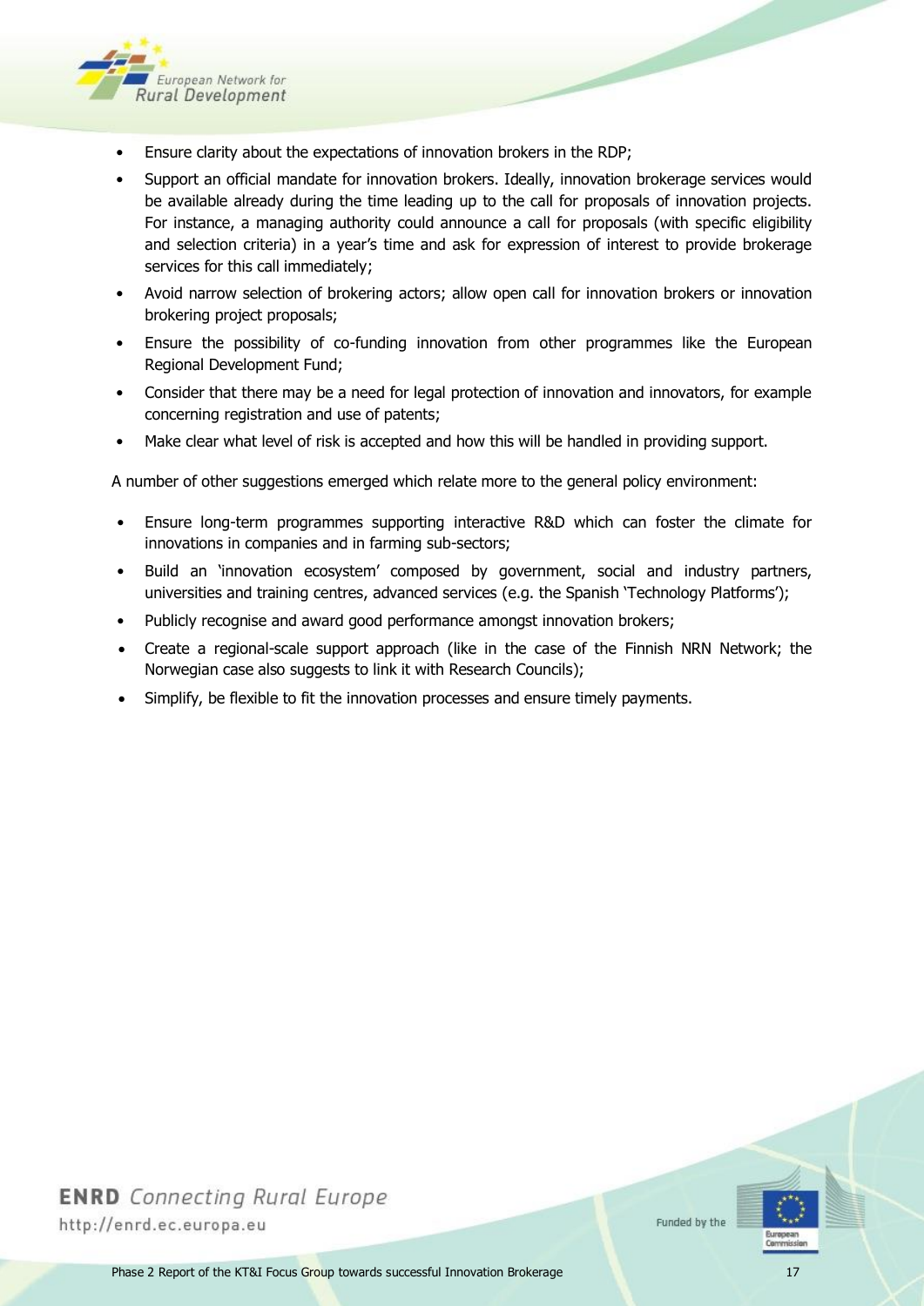- Ensure clarity about the expectations of innovation brokers in the RDP;
- Support an official mandate for innovation brokers. Ideally, innovation brokerage services would be available already during the time leading up to the call for proposals of innovation projects. For instance, a managing authority could announce a call for proposals (with specific eligibility and selection criteria) in a year's time and ask for expression of interest to provide brokerage services for this call immediately;
- Avoid narrow selection of brokering actors; allow open call for innovation brokers or innovation brokering project proposals;
- Ensure the possibility of co-funding innovation from other programmes like the European Regional Development Fund;
- Consider that there may be a need for legal protection of innovation and innovators, for example concerning registration and use of patents;
- Make clear what level of risk is accepted and how this will be handled in providing support.

A number of other suggestions emerged which relate more to the general policy environment:

- Ensure long-term programmes supporting interactive R&D which can foster the climate for innovations in companies and in farming sub-sectors;
- Build an 'innovation ecosystem' composed by government, social and industry partners, universities and training centres, advanced services (e.g. the Spanish 'Technology Platforms');
- Publicly recognise and award good performance amongst innovation brokers;
- Create a regional-scale support approach (like in the case of the Finnish NRN Network; the Norwegian case also suggests to link it with Research Councils);
- Simplify, be flexible to fit the innovation processes and ensure timely payments.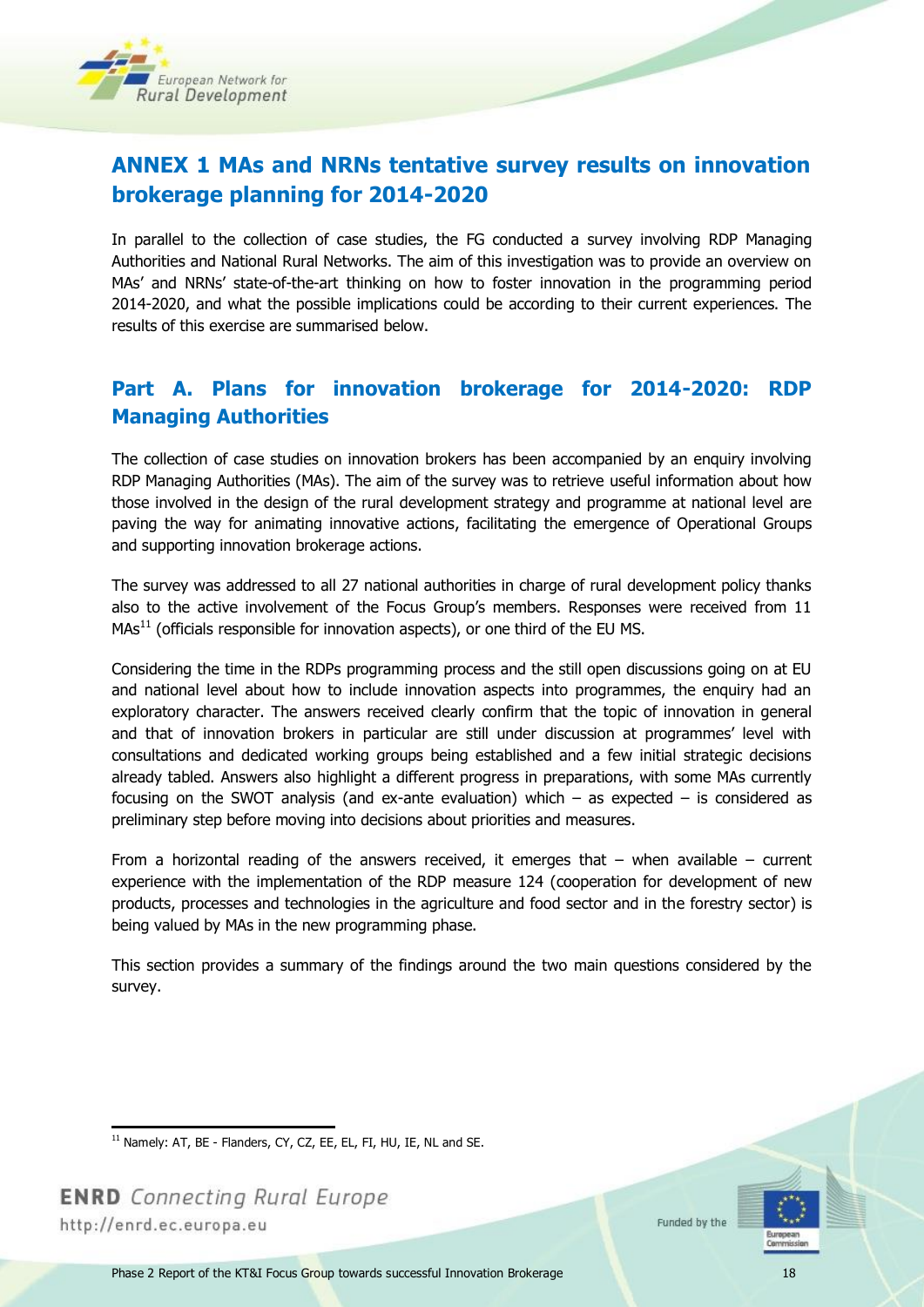## ANNEX 1 MAs and NRNs tentative survey results on innovation brokerage planning for 2014-2020

In parallel to the collection of case studies, the FG conducted a survey involving RDP Managing Authorities and National Rural Networks. The aim of this investigation was to provide an overview on MAs' and NRNs' state-of-the-art thinking on how to foster innovation in the programming period 2014-2020, and what the possible implications could be according to their current experiences. The results of this exercise are summarised below.

### Part A. Plans for innovation brokerage for 2014-2020: RDP Managing Authorities

The collection of case studies on innovation brokers has been accompanied by an enquiry involving RDP Managing Authorities (MAs). The aim of the survey was to retrieve useful information about how those involved in the design of the rural development strategy and programme at national level are paving the way for animating innovative actions, facilitating the emergence of Operational Groups and supporting innovation brokerage actions.

The survey was addressed to all 27 national authorities in charge of rural development policy thanks also to the active involvement of the Focus Group's members. Responses were received from 11 MAs[11] (officials responsible for innovation aspects), or one third of the EU MS.

Considering the time in the RDPs programming process and the still open discussions going on at EU and national level about how to include innovation aspects into programmes, the enquiry had an exploratory character. The answers received clearly confirm that the topic of innovation in general and that of innovation brokers in particular are still under discussion at programmes' level with consultations and dedicated working groups being established and a few initial strategic decisions already tabled. Answers also highlight a different progress in preparations, with some MAs currently focusing on the SWOT analysis (and ex-ante evaluation) which – as expected – is considered as preliminary step before moving into decisions about priorities and measures.

From a horizontal reading of the answers received, it emerges that – when available – current experience with the implementation of the RDP measure 124 (cooperation for development of new products, processes and technologies in the agriculture and food sector and in the forestry sector) is being valued by MAs in the new programming phase.

This section provides a summary of the findings around the two main questions considered by the survey.

---

[11] Namely: AT, BE - Flanders, CY, CZ, EE, EL, FI, HU, IE, NL and SE.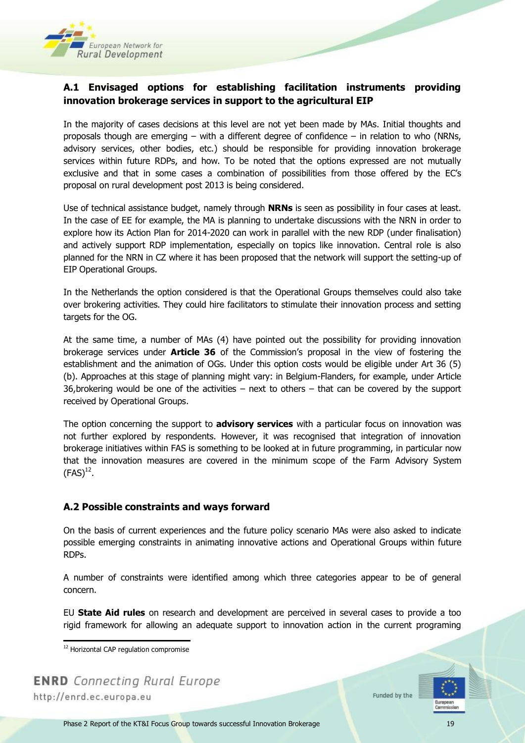### A.1 Envisaged options for establishing facilitation instruments providing innovation brokerage services in support to the agricultural EIP

In the majority of cases decisions at this level are not yet been made by MAs. Initial thoughts and proposals though are emerging – with a different degree of confidence – in relation to who (NRNs, advisory services, other bodies, etc.) should be responsible for providing innovation brokerage services within future RDPs, and how. To be noted that the options expressed are not mutually exclusive and that in some cases a combination of possibilities from those offered by the EC's proposal on rural development post 2013 is being considered.

Use of technical assistance budget, namely through **NRNs** is seen as possibility in four cases at least. In the case of EE for example, the MA is planning to undertake discussions with the NRN in order to explore how its Action Plan for 2014-2020 can work in parallel with the new RDP (under finalisation) and actively support RDP implementation, especially on topics like innovation. Central role is also planned for the NRN in CZ where it has been proposed that the network will support the setting-up of EIP Operational Groups.

In the Netherlands the option considered is that the Operational Groups themselves could also take over brokering activities. They could hire facilitators to stimulate their innovation process and setting targets for the OG.

At the same time, a number of MAs (4) have pointed out the possibility for providing innovation brokerage services under **Article 36** of the Commission's proposal in the view of fostering the establishment and the animation of OGs. Under this option costs would be eligible under Art 36 (5) (b). Approaches at this stage of planning might vary: in Belgium-Flanders, for example, under Article 36,brokering would be one of the activities – next to others – that can be covered by the support received by Operational Groups.

The option concerning the support to **advisory services** with a particular focus on innovation was not further explored by respondents. However, it was recognised that integration of innovation brokerage initiatives within FAS is something to be looked at in future programming, in particular now that the innovation measures are covered in the minimum scope of the Farm Advisory System (FAS)[12].

### A.2 Possible constraints and ways forward

On the basis of current experiences and the future policy scenario MAs were also asked to indicate possible emerging constraints in animating innovative actions and Operational Groups within future RDPs.

A number of constraints were identified among which three categories appear to be of general concern.

EU **State Aid rules** on research and development are perceived in several cases to provide a too rigid framework for allowing an adequate support to innovation action in the current programing

[12] Horizontal CAP regulation compromise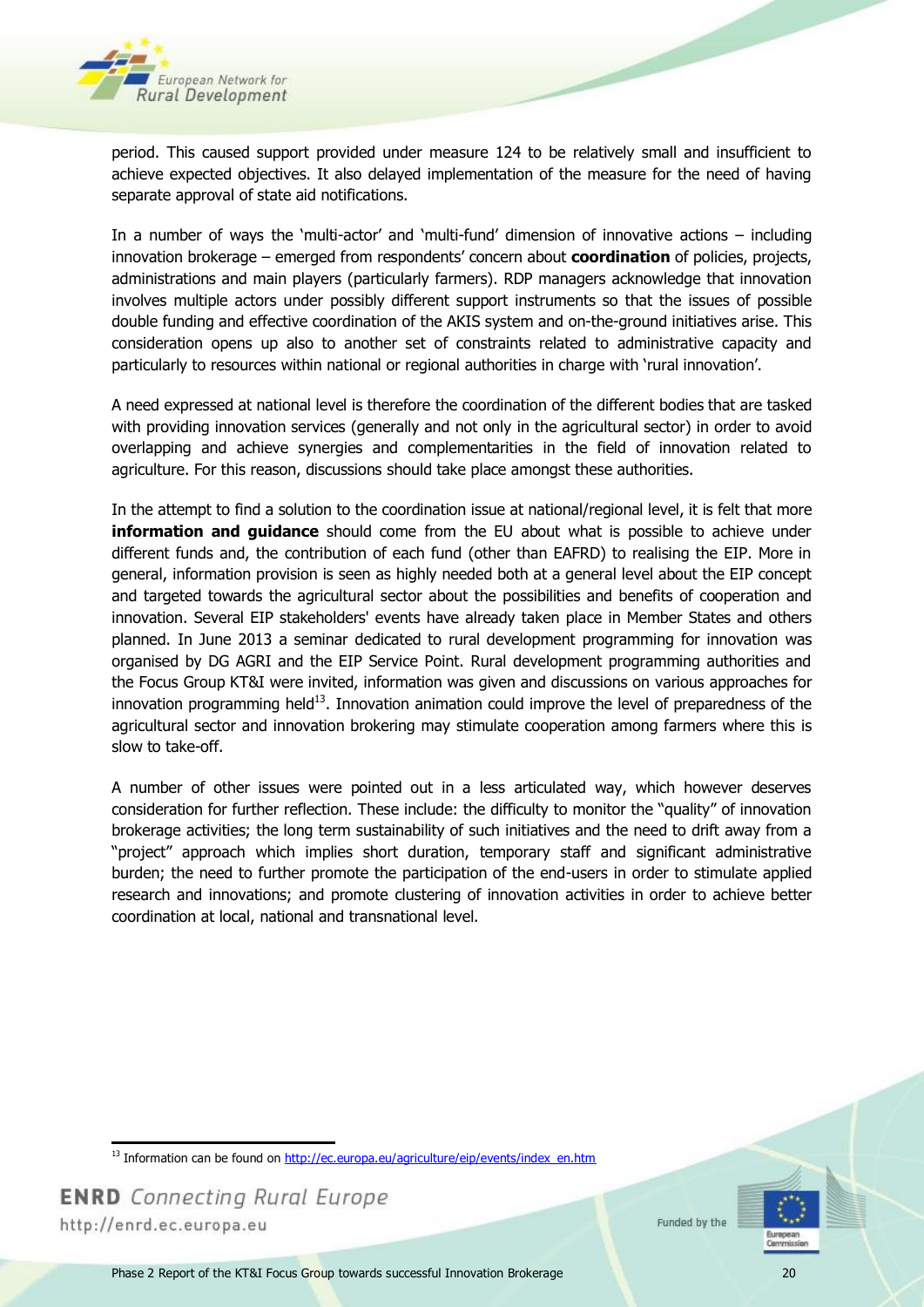period. This caused support provided under measure 124 to be relatively small and insufficient to achieve expected objectives. It also delayed implementation of the measure for the need of having separate approval of state aid notifications.

In a number of ways the 'multi-actor' and 'multi-fund' dimension of innovative actions – including innovation brokerage – emerged from respondents' concern about **coordination** of policies, projects, administrations and main players (particularly farmers). RDP managers acknowledge that innovation involves multiple actors under possibly different support instruments so that the issues of possible double funding and effective coordination of the AKIS system and on-the-ground initiatives arise. This consideration opens up also to another set of constraints related to administrative capacity and particularly to resources within national or regional authorities in charge with 'rural innovation'.

A need expressed at national level is therefore the coordination of the different bodies that are tasked with providing innovation services (generally and not only in the agricultural sector) in order to avoid overlapping and achieve synergies and complementarities in the field of innovation related to agriculture. For this reason, discussions should take place amongst these authorities.

In the attempt to find a solution to the coordination issue at national/regional level, it is felt that more **information and guidance** should come from the EU about what is possible to achieve under different funds and, the contribution of each fund (other than EAFRD) to realising the EIP. More in general, information provision is seen as highly needed both at a general level about the EIP concept and targeted towards the agricultural sector about the possibilities and benefits of cooperation and innovation. Several EIP stakeholders' events have already taken place in Member States and others planned. In June 2013 a seminar dedicated to rural development programming for innovation was organised by DG AGRI and the EIP Service Point. Rural development programming authorities and the Focus Group KT&I were invited, information was given and discussions on various approaches for innovation programming held[13]. Innovation animation could improve the level of preparedness of the agricultural sector and innovation brokering may stimulate cooperation among farmers where this is slow to take-off.

A number of other issues were pointed out in a less articulated way, which however deserves consideration for further reflection. These include: the difficulty to monitor the "quality" of innovation brokerage activities; the long term sustainability of such initiatives and the need to drift away from a "project" approach which implies short duration, temporary staff and significant administrative burden; the need to further promote the participation of the end-users in order to stimulate applied research and innovations; and promote clustering of innovation activities in order to achieve better coordination at local, national and transnational level.

[13] Information can be found on http://ec.europa.eu/agriculture/eip/events/index_en.htm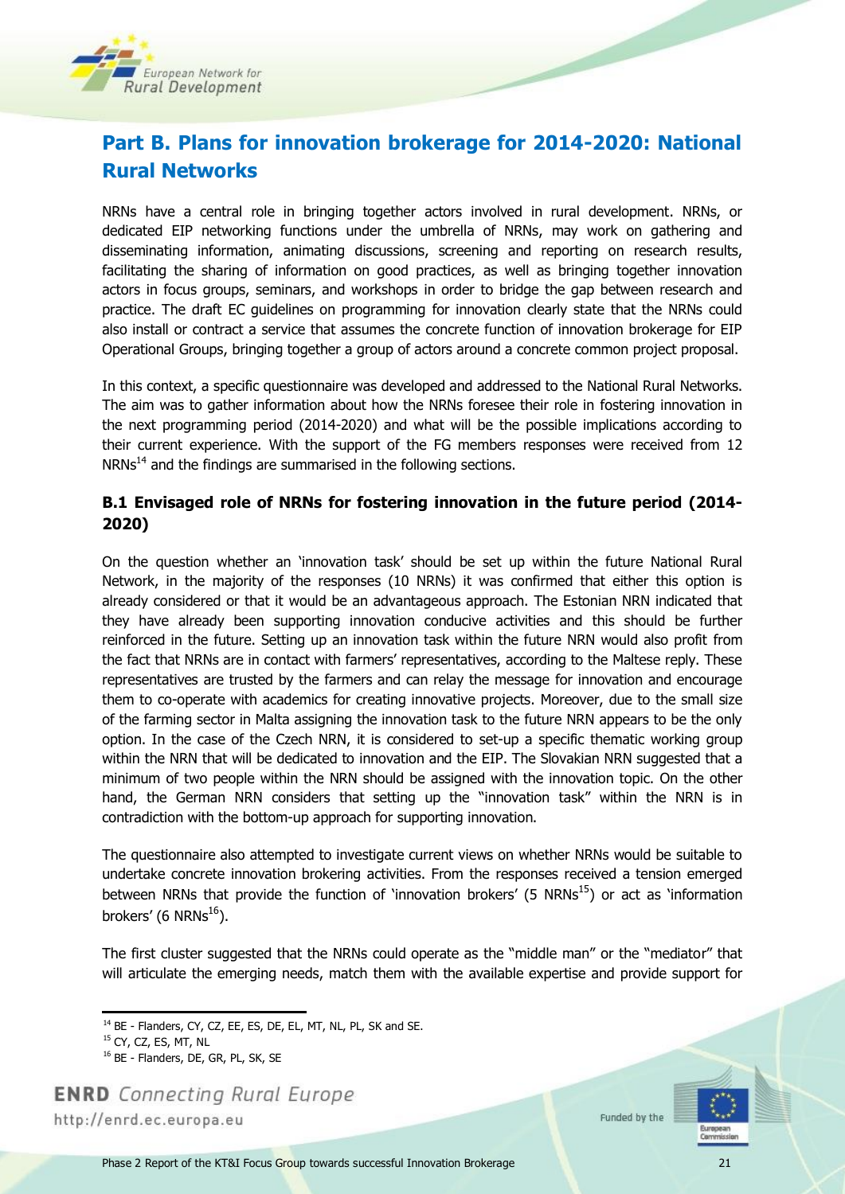## Part B. Plans for innovation brokerage for 2014-2020: National Rural Networks

NRNs have a central role in bringing together actors involved in rural development. NRNs, or dedicated EIP networking functions under the umbrella of NRNs, may work on gathering and disseminating information, animating discussions, screening and reporting on research results, facilitating the sharing of information on good practices, as well as bringing together innovation actors in focus groups, seminars, and workshops in order to bridge the gap between research and practice. The draft EC guidelines on programming for innovation clearly state that the NRNs could also install or contract a service that assumes the concrete function of innovation brokerage for EIP Operational Groups, bringing together a group of actors around a concrete common project proposal.

In this context, a specific questionnaire was developed and addressed to the National Rural Networks. The aim was to gather information about how the NRNs foresee their role in fostering innovation in the next programming period (2014-2020) and what will be the possible implications according to their current experience. With the support of the FG members responses were received from 12 NRNs[14] and the findings are summarised in the following sections.

### B.1 Envisaged role of NRNs for fostering innovation in the future period (2014-2020)

On the question whether an 'innovation task' should be set up within the future National Rural Network, in the majority of the responses (10 NRNs) it was confirmed that either this option is already considered or that it would be an advantageous approach. The Estonian NRN indicated that they have already been supporting innovation conducive activities and this should be further reinforced in the future. Setting up an innovation task within the future NRN would also profit from the fact that NRNs are in contact with farmers' representatives, according to the Maltese reply. These representatives are trusted by the farmers and can relay the message for innovation and encourage them to co-operate with academics for creating innovative projects. Moreover, due to the small size of the farming sector in Malta assigning the innovation task to the future NRN appears to be the only option. In the case of the Czech NRN, it is considered to set-up a specific thematic working group within the NRN that will be dedicated to innovation and the EIP. The Slovakian NRN suggested that a minimum of two people within the NRN should be assigned with the innovation topic. On the other hand, the German NRN considers that setting up the "innovation task" within the NRN is in contradiction with the bottom-up approach for supporting innovation.

The questionnaire also attempted to investigate current views on whether NRNs would be suitable to undertake concrete innovation brokering activities. From the responses received a tension emerged between NRNs that provide the function of 'innovation brokers' (5 NRNs[15]) or act as 'information brokers' (6 NRNs[16]).

The first cluster suggested that the NRNs could operate as the "middle man" or the "mediator" that will articulate the emerging needs, match them with the available expertise and provide support for

---

[14] BE - Flanders, CY, CZ, EE, ES, DE, EL, MT, NL, PL, SK and SE.

[15] CY, CZ, ES, MT, NL

[16] BE - Flanders, DE, GR, PL, SK, SE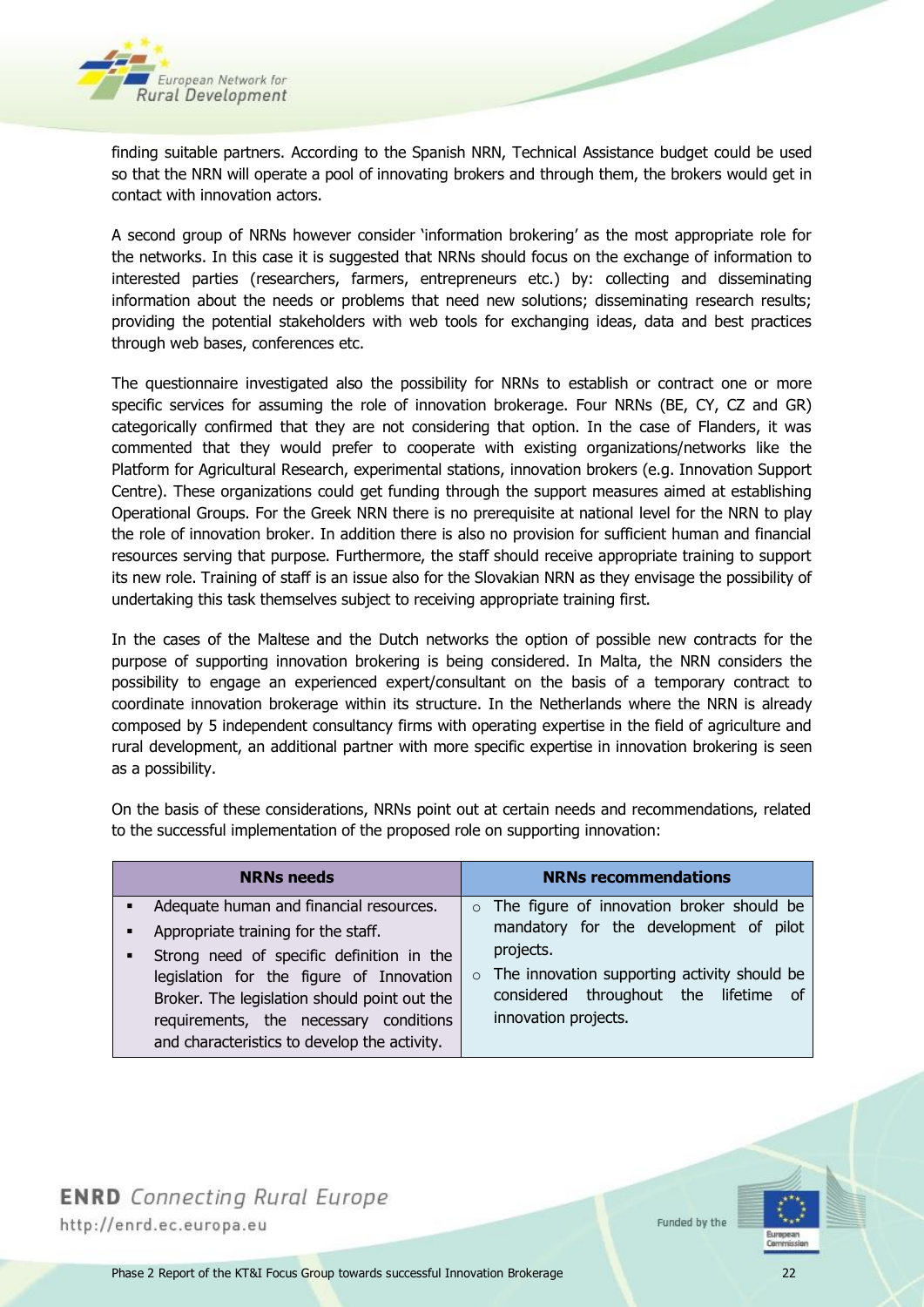finding suitable partners. According to the Spanish NRN, Technical Assistance budget could be used so that the NRN will operate a pool of innovating brokers and through them, the brokers would get in contact with innovation actors.

A second group of NRNs however consider 'information brokering' as the most appropriate role for the networks. In this case it is suggested that NRNs should focus on the exchange of information to interested parties (researchers, farmers, entrepreneurs etc.) by: collecting and disseminating information about the needs or problems that need new solutions; disseminating research results; providing the potential stakeholders with web tools for exchanging ideas, data and best practices through web bases, conferences etc.

The questionnaire investigated also the possibility for NRNs to establish or contract one or more specific services for assuming the role of innovation brokerage. Four NRNs (BE, CY, CZ and GR) categorically confirmed that they are not considering that option. In the case of Flanders, it was commented that they would prefer to cooperate with existing organizations/networks like the Platform for Agricultural Research, experimental stations, innovation brokers (e.g. Innovation Support Centre). These organizations could get funding through the support measures aimed at establishing Operational Groups. For the Greek NRN there is no prerequisite at national level for the NRN to play the role of innovation broker. In addition there is also no provision for sufficient human and financial resources serving that purpose. Furthermore, the staff should receive appropriate training to support its new role. Training of staff is an issue also for the Slovakian NRN as they envisage the possibility of undertaking this task themselves subject to receiving appropriate training first.

In the cases of the Maltese and the Dutch networks the option of possible new contracts for the purpose of supporting innovation brokering is being considered. In Malta, the NRN considers the possibility to engage an experienced expert/consultant on the basis of a temporary contract to coordinate innovation brokerage within its structure. In the Netherlands where the NRN is already composed by 5 independent consultancy firms with operating expertise in the field of agriculture and rural development, an additional partner with more specific expertise in innovation brokering is seen as a possibility.

On the basis of these considerations, NRNs point out at certain needs and recommendations, related to the successful implementation of the proposed role on supporting innovation:

| NRNs needs | NRNs recommendations |
| --- | --- |
| ▪ Adequate human and financial resources.<br>▪ Appropriate training for the staff.<br>▪ Strong need of specific definition in the legislation for the figure of Innovation Broker. The legislation should point out the requirements, the necessary conditions and characteristics to develop the activity. | ○ The figure of innovation broker should be mandatory for the development of pilot projects.<br>○ The innovation supporting activity should be considered throughout the lifetime of innovation projects. |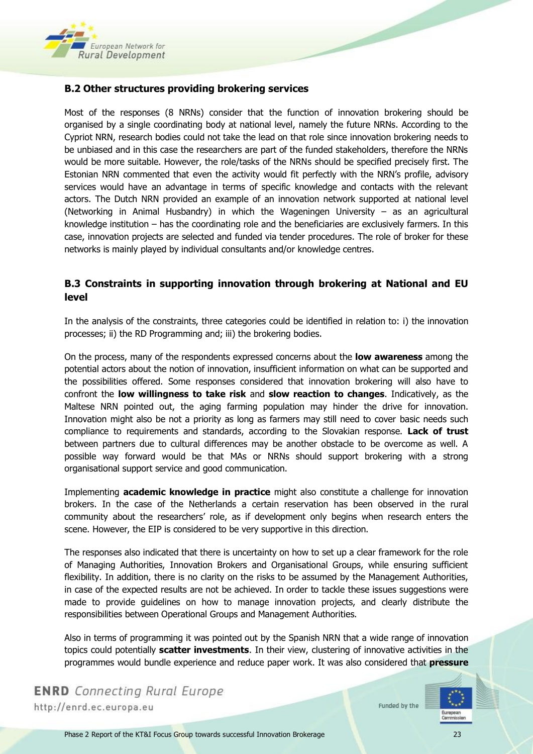## B.2 Other structures providing brokering services

Most of the responses (8 NRNs) consider that the function of innovation brokering should be organised by a single coordinating body at national level, namely the future NRNs. According to the Cypriot NRN, research bodies could not take the lead on that role since innovation brokering needs to be unbiased and in this case the researchers are part of the funded stakeholders, therefore the NRNs would be more suitable. However, the role/tasks of the NRNs should be specified precisely first. The Estonian NRN commented that even the activity would fit perfectly with the NRN's profile, advisory services would have an advantage in terms of specific knowledge and contacts with the relevant actors. The Dutch NRN provided an example of an innovation network supported at national level (Networking in Animal Husbandry) in which the Wageningen University – as an agricultural knowledge institution – has the coordinating role and the beneficiaries are exclusively farmers. In this case, innovation projects are selected and funded via tender procedures. The role of broker for these networks is mainly played by individual consultants and/or knowledge centres.

## B.3 Constraints in supporting innovation through brokering at National and EU level

In the analysis of the constraints, three categories could be identified in relation to: i) the innovation processes; ii) the RD Programming and; iii) the brokering bodies.

On the process, many of the respondents expressed concerns about the **low awareness** among the potential actors about the notion of innovation, insufficient information on what can be supported and the possibilities offered. Some responses considered that innovation brokering will also have to confront the **low willingness to take risk** and **slow reaction to changes**. Indicatively, as the Maltese NRN pointed out, the aging farming population may hinder the drive for innovation. Innovation might also be not a priority as long as farmers may still need to cover basic needs such compliance to requirements and standards, according to the Slovakian response. **Lack of trust** between partners due to cultural differences may be another obstacle to be overcome as well. A possible way forward would be that MAs or NRNs should support brokering with a strong organisational support service and good communication.

Implementing **academic knowledge in practice** might also constitute a challenge for innovation brokers. In the case of the Netherlands a certain reservation has been observed in the rural community about the researchers' role, as if development only begins when research enters the scene. However, the EIP is considered to be very supportive in this direction.

The responses also indicated that there is uncertainty on how to set up a clear framework for the role of Managing Authorities, Innovation Brokers and Organisational Groups, while ensuring sufficient flexibility. In addition, there is no clarity on the risks to be assumed by the Management Authorities, in case of the expected results are not be achieved. In order to tackle these issues suggestions were made to provide guidelines on how to manage innovation projects, and clearly distribute the responsibilities between Operational Groups and Management Authorities.

Also in terms of programming it was pointed out by the Spanish NRN that a wide range of innovation topics could potentially **scatter investments**. In their view, clustering of innovative activities in the programmes would bundle experience and reduce paper work. It was also considered that **pressure**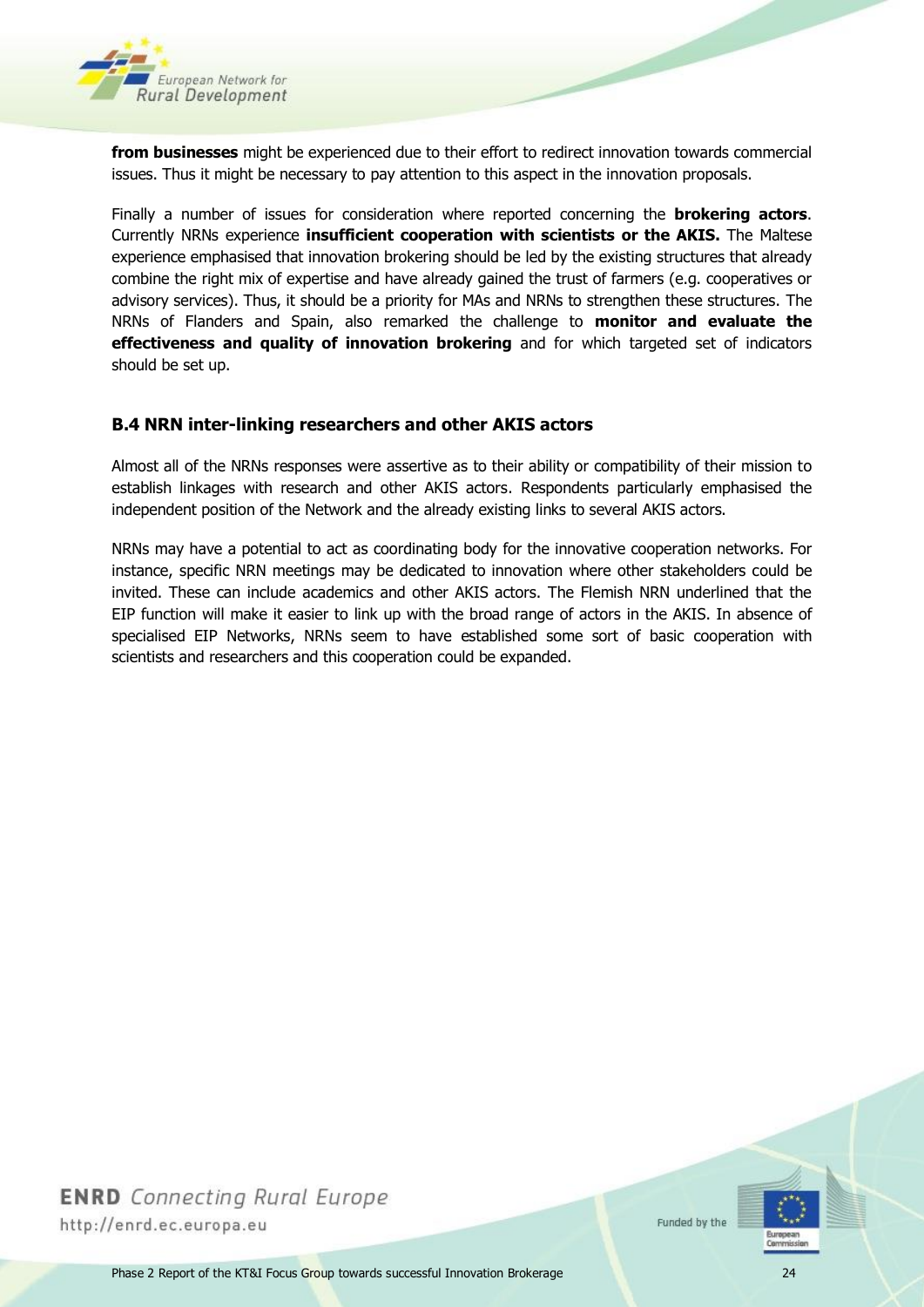**from businesses** might be experienced due to their effort to redirect innovation towards commercial issues. Thus it might be necessary to pay attention to this aspect in the innovation proposals.

Finally a number of issues for consideration where reported concerning the **brokering actors**. Currently NRNs experience **insufficient cooperation with scientists or the AKIS.** The Maltese experience emphasised that innovation brokering should be led by the existing structures that already combine the right mix of expertise and have already gained the trust of farmers (e.g. cooperatives or advisory services). Thus, it should be a priority for MAs and NRNs to strengthen these structures. The NRNs of Flanders and Spain, also remarked the challenge to **monitor and evaluate the effectiveness and quality of innovation brokering** and for which targeted set of indicators should be set up.

### B.4 NRN inter-linking researchers and other AKIS actors

Almost all of the NRNs responses were assertive as to their ability or compatibility of their mission to establish linkages with research and other AKIS actors. Respondents particularly emphasised the independent position of the Network and the already existing links to several AKIS actors.

NRNs may have a potential to act as coordinating body for the innovative cooperation networks. For instance, specific NRN meetings may be dedicated to innovation where other stakeholders could be invited. These can include academics and other AKIS actors. The Flemish NRN underlined that the EIP function will make it easier to link up with the broad range of actors in the AKIS. In absence of specialised EIP Networks, NRNs seem to have established some sort of basic cooperation with scientists and researchers and this cooperation could be expanded.